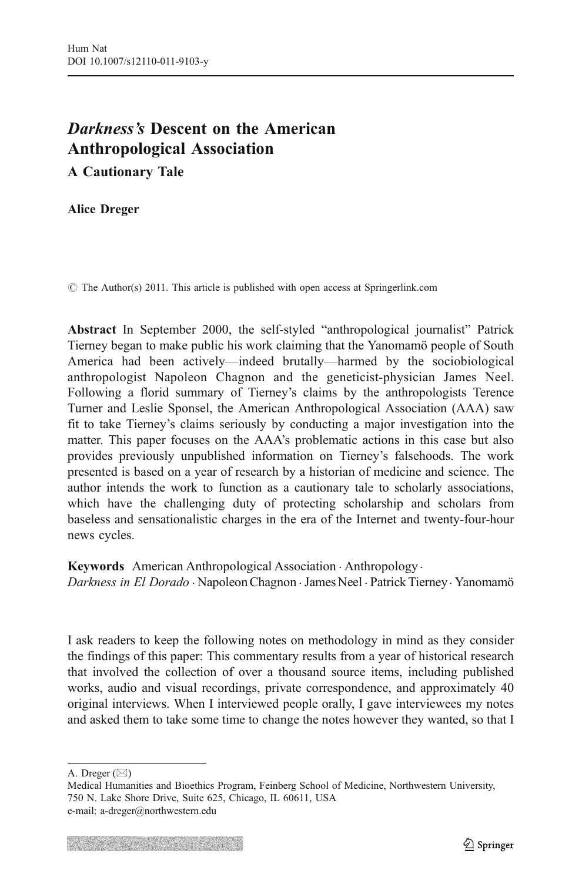# *Darkness's* Descent on the American Anthropological Association

## A Cautionary Tale

**Alice Dreger**

© The Author(s) 2011. This article is published with open access at Springerlink.com

**Abstract** In September 2000, the self-styled "anthropological journalist" Patrick Tierney began to make public his work claiming that the Yanomamö people of South America had been actively—indeed brutally—harmed by the sociobiological anthropologist Napoleon Chagnon and the geneticist-physician James Neel. Following a florid summary of Tierney's claims by the anthropologists Terence Turner and Leslie Sponsel, the American Anthropological Association (AAA) saw fit to take Tierney's claims seriously by conducting a major investigation into the matter. This paper focuses on the AAA's problematic actions in this case but also provides previously unpublished information on Tierney's falsehoods. The work presented is based on a year of research by a historian of medicine and science. The author intends the work to function as a cautionary tale to scholarly associations, which have the challenging duty of protecting scholarship and scholars from baseless and sensationalistic charges in the era of the Internet and twenty-four-hour news cycles.

**Keywords** American Anthropological Association · Anthropology · *Darkness in El Dorado* · Napoleon Chagnon · James Neel · Patrick Tierney · Yanomamö

I ask readers to keep the following notes on methodology in mind as they consider the findings of this paper: This commentary results from a year of historical research that involved the collection of over a thousand source items, including published works, audio and visual recordings, private correspondence, and approximately 40 original interviews. When I interviewed people orally, I gave interviewees my notes and asked them to take some time to change the notes however they wanted, so that I

---

A. Dreger (✉)
Medical Humanities and Bioethics Program, Feinberg School of Medicine, Northwestern University, 750 N. Lake Shore Drive, Suite 625, Chicago, IL 60611, USA
e-mail: a-dreger@northwestern.edu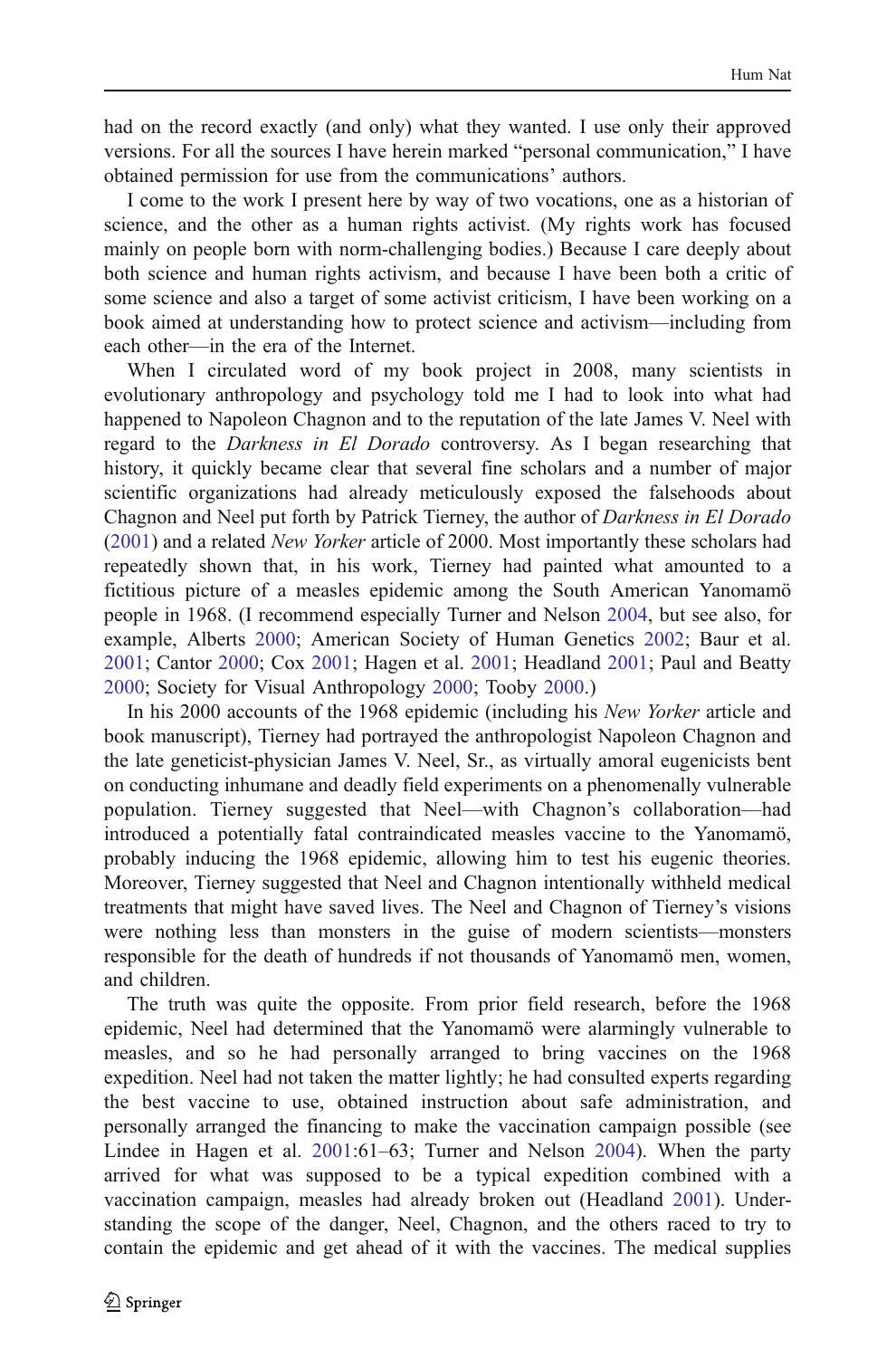had on the record exactly (and only) what they wanted. I use only their approved versions. For all the sources I have herein marked "personal communication," I have obtained permission for use from the communications' authors.

I come to the work I present here by way of two vocations, one as a historian of science, and the other as a human rights activist. (My rights work has focused mainly on people born with norm-challenging bodies.) Because I care deeply about both science and human rights activism, and because I have been both a critic of some science and also a target of some activist criticism, I have been working on a book aimed at understanding how to protect science and activism—including from each other—in the era of the Internet.

When I circulated word of my book project in 2008, many scientists in evolutionary anthropology and psychology told me I had to look into what had happened to Napoleon Chagnon and to the reputation of the late James V. Neel with regard to the *Darkness in El Dorado* controversy. As I began researching that history, it quickly became clear that several fine scholars and a number of major scientific organizations had already meticulously exposed the falsehoods about Chagnon and Neel put forth by Patrick Tierney, the author of *Darkness in El Dorado* (2001) and a related *New Yorker* article of 2000. Most importantly these scholars had repeatedly shown that, in his work, Tierney had painted what amounted to a fictitious picture of a measles epidemic among the South American Yanomamö people in 1968. (I recommend especially Turner and Nelson 2004, but see also, for example, Alberts 2000; American Society of Human Genetics 2002; Baur et al. 2001; Cantor 2000; Cox 2001; Hagen et al. 2001; Headland 2001; Paul and Beatty 2000; Society for Visual Anthropology 2000; Tooby 2000.)

In his 2000 accounts of the 1968 epidemic (including his *New Yorker* article and book manuscript), Tierney had portrayed the anthropologist Napoleon Chagnon and the late geneticist-physician James V. Neel, Sr., as virtually amoral eugenicists bent on conducting inhumane and deadly field experiments on a phenomenally vulnerable population. Tierney suggested that Neel—with Chagnon's collaboration—had introduced a potentially fatal contraindicated measles vaccine to the Yanomamö, probably inducing the 1968 epidemic, allowing him to test his eugenic theories. Moreover, Tierney suggested that Neel and Chagnon intentionally withheld medical treatments that might have saved lives. The Neel and Chagnon of Tierney's visions were nothing less than monsters in the guise of modern scientists—monsters responsible for the death of hundreds if not thousands of Yanomamö men, women, and children.

The truth was quite the opposite. From prior field research, before the 1968 epidemic, Neel had determined that the Yanomamö were alarmingly vulnerable to measles, and so he had personally arranged to bring vaccines on the 1968 expedition. Neel had not taken the matter lightly; he had consulted experts regarding the best vaccine to use, obtained instruction about safe administration, and personally arranged the financing to make the vaccination campaign possible (see Lindee in Hagen et al. 2001:61–63; Turner and Nelson 2004). When the party arrived for what was supposed to be a typical expedition combined with a vaccination campaign, measles had already broken out (Headland 2001). Understanding the scope of the danger, Neel, Chagnon, and the others raced to try to contain the epidemic and get ahead of it with the vaccines. The medical supplies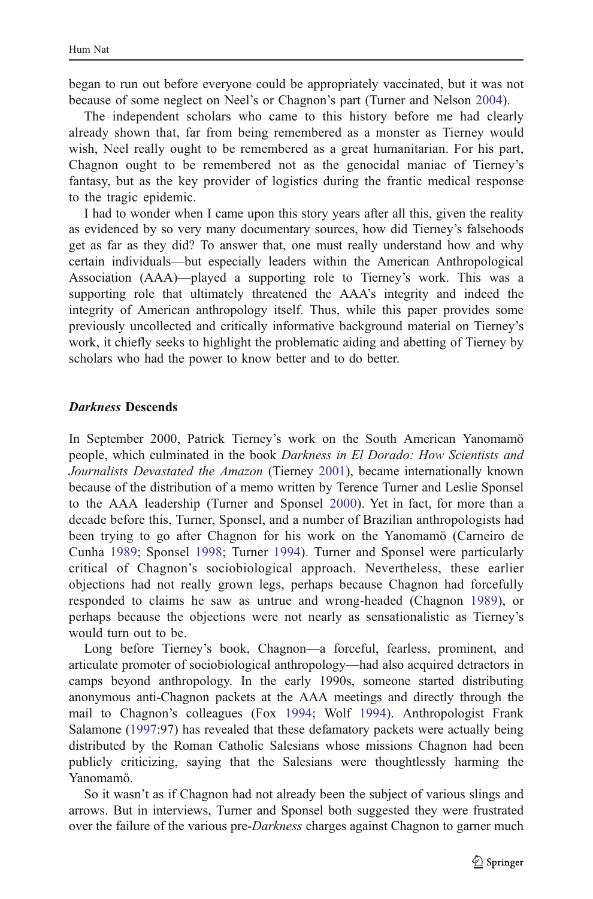began to run out before everyone could be appropriately vaccinated, but it was not because of some neglect on Neel's or Chagnon's part (Turner and Nelson 2004).

The independent scholars who came to this history before me had clearly already shown that, far from being remembered as a monster as Tierney would wish, Neel really ought to be remembered as a great humanitarian. For his part, Chagnon ought to be remembered not as the genocidal maniac of Tierney's fantasy, but as the key provider of logistics during the frantic medical response to the tragic epidemic.

I had to wonder when I came upon this story years after all this, given the reality as evidenced by so very many documentary sources, how did Tierney's falsehoods get as far as they did? To answer that, one must really understand how and why certain individuals—but especially leaders within the American Anthropological Association (AAA)—played a supporting role to Tierney's work. This was a supporting role that ultimately threatened the AAA's integrity and indeed the integrity of American anthropology itself. Thus, while this paper provides some previously uncollected and critically informative background material on Tierney's work, it chiefly seeks to highlight the problematic aiding and abetting of Tierney by scholars who had the power to know better and to do better.

## *Darkness* Descends

In September 2000, Patrick Tierney's work on the South American Yanomamö people, which culminated in the book *Darkness in El Dorado: How Scientists and Journalists Devastated the Amazon* (Tierney 2001), became internationally known because of the distribution of a memo written by Terence Turner and Leslie Sponsel to the AAA leadership (Turner and Sponsel 2000). Yet in fact, for more than a decade before this, Turner, Sponsel, and a number of Brazilian anthropologists had been trying to go after Chagnon for his work on the Yanomamö (Carneiro de Cunha 1989; Sponsel 1998; Turner 1994). Turner and Sponsel were particularly critical of Chagnon's sociobiological approach. Nevertheless, these earlier objections had not really grown legs, perhaps because Chagnon had forcefully responded to claims he saw as untrue and wrong-headed (Chagnon 1989), or perhaps because the objections were not nearly as sensationalistic as Tierney's would turn out to be.

Long before Tierney's book, Chagnon—a forceful, fearless, prominent, and articulate promoter of sociobiological anthropology—had also acquired detractors in camps beyond anthropology. In the early 1990s, someone started distributing anonymous anti-Chagnon packets at the AAA meetings and directly through the mail to Chagnon's colleagues (Fox 1994; Wolf 1994). Anthropologist Frank Salamone (1997:97) has revealed that these defamatory packets were actually being distributed by the Roman Catholic Salesians whose missions Chagnon had been publicly criticizing, saying that the Salesians were thoughtlessly harming the Yanomamö.

So it wasn't as if Chagnon had not already been the subject of various slings and arrows. But in interviews, Turner and Sponsel both suggested they were frustrated over the failure of the various pre-*Darkness* charges against Chagnon to garner much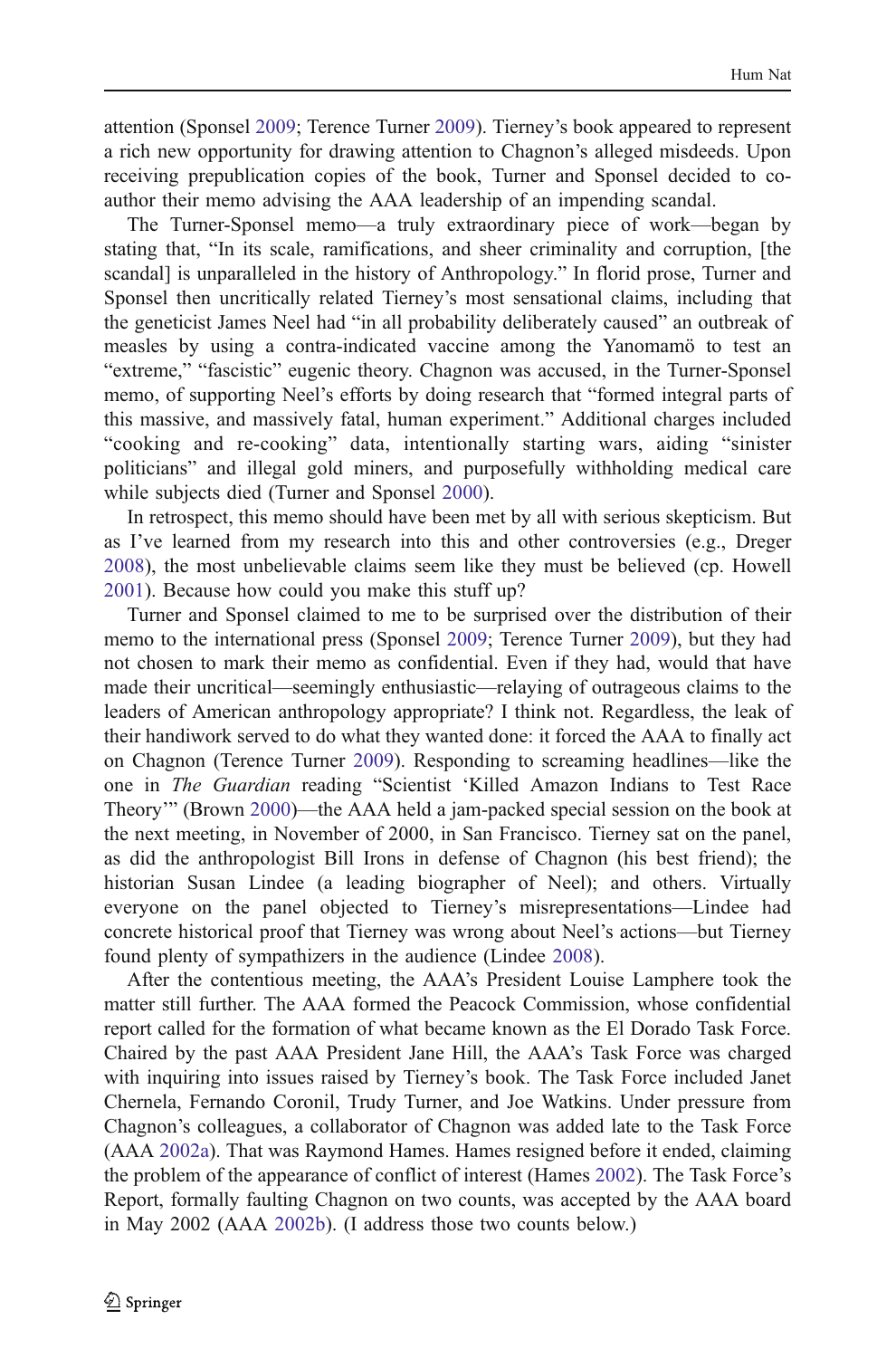attention (Sponsel 2009; Terence Turner 2009). Tierney's book appeared to represent a rich new opportunity for drawing attention to Chagnon's alleged misdeeds. Upon receiving prepublication copies of the book, Turner and Sponsel decided to co-author their memo advising the AAA leadership of an impending scandal.

The Turner-Sponsel memo—a truly extraordinary piece of work—began by stating that, "In its scale, ramifications, and sheer criminality and corruption, [the scandal] is unparalleled in the history of Anthropology." In florid prose, Turner and Sponsel then uncritically related Tierney's most sensational claims, including that the geneticist James Neel had "in all probability deliberately caused" an outbreak of measles by using a contra-indicated vaccine among the Yanomamö to test an "extreme," "fascistic" eugenic theory. Chagnon was accused, in the Turner-Sponsel memo, of supporting Neel's efforts by doing research that "formed integral parts of this massive, and massively fatal, human experiment." Additional charges included "cooking and re-cooking" data, intentionally starting wars, aiding "sinister politicians" and illegal gold miners, and purposefully withholding medical care while subjects died (Turner and Sponsel 2000).

In retrospect, this memo should have been met by all with serious skepticism. But as I've learned from my research into this and other controversies (e.g., Dreger 2008), the most unbelievable claims seem like they must be believed (cp. Howell 2001). Because how could you make this stuff up?

Turner and Sponsel claimed to me to be surprised over the distribution of their memo to the international press (Sponsel 2009; Terence Turner 2009), but they had not chosen to mark their memo as confidential. Even if they had, would that have made their uncritical—seemingly enthusiastic—relaying of outrageous claims to the leaders of American anthropology appropriate? I think not. Regardless, the leak of their handiwork served to do what they wanted done: it forced the AAA to finally act on Chagnon (Terence Turner 2009). Responding to screaming headlines—like the one in *The Guardian* reading "Scientist 'Killed Amazon Indians to Test Race Theory'" (Brown 2000)—the AAA held a jam-packed special session on the book at the next meeting, in November of 2000, in San Francisco. Tierney sat on the panel, as did the anthropologist Bill Irons in defense of Chagnon (his best friend); the historian Susan Lindee (a leading biographer of Neel); and others. Virtually everyone on the panel objected to Tierney's misrepresentations—Lindee had concrete historical proof that Tierney was wrong about Neel's actions—but Tierney found plenty of sympathizers in the audience (Lindee 2008).

After the contentious meeting, the AAA's President Louise Lamphere took the matter still further. The AAA formed the Peacock Commission, whose confidential report called for the formation of what became known as the El Dorado Task Force. Chaired by the past AAA President Jane Hill, the AAA's Task Force was charged with inquiring into issues raised by Tierney's book. The Task Force included Janet Chernela, Fernando Coronil, Trudy Turner, and Joe Watkins. Under pressure from Chagnon's colleagues, a collaborator of Chagnon was added late to the Task Force (AAA 2002a). That was Raymond Hames. Hames resigned before it ended, claiming the problem of the appearance of conflict of interest (Hames 2002). The Task Force's Report, formally faulting Chagnon on two counts, was accepted by the AAA board in May 2002 (AAA 2002b). (I address those two counts below.)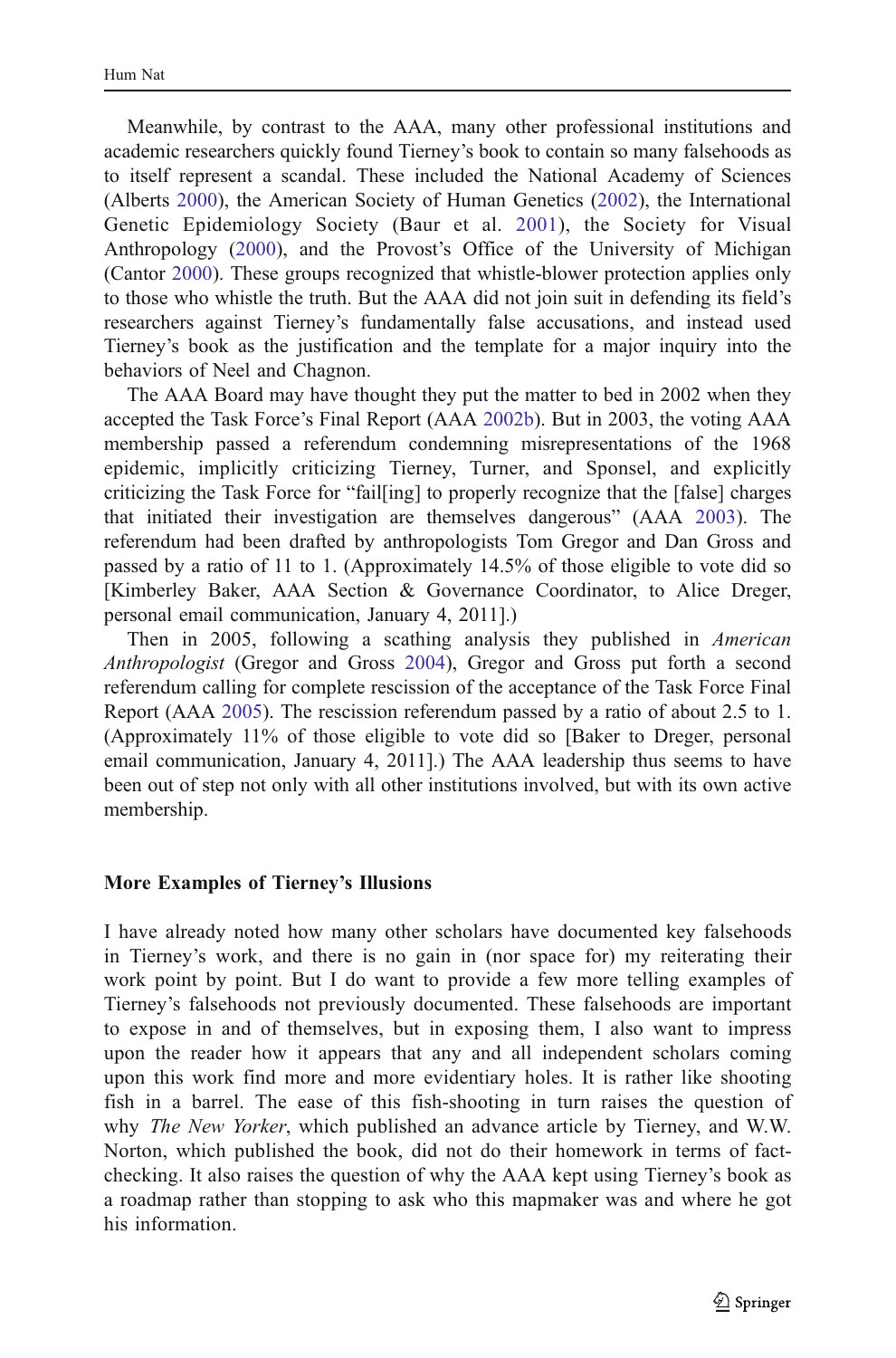Meanwhile, by contrast to the AAA, many other professional institutions and academic researchers quickly found Tierney's book to contain so many falsehoods as to itself represent a scandal. These included the National Academy of Sciences (Alberts 2000), the American Society of Human Genetics (2002), the International Genetic Epidemiology Society (Baur et al. 2001), the Society for Visual Anthropology (2000), and the Provost's Office of the University of Michigan (Cantor 2000). These groups recognized that whistle-blower protection applies only to those who whistle the truth. But the AAA did not join suit in defending its field's researchers against Tierney's fundamentally false accusations, and instead used Tierney's book as the justification and the template for a major inquiry into the behaviors of Neel and Chagnon.

The AAA Board may have thought they put the matter to bed in 2002 when they accepted the Task Force's Final Report (AAA 2002b). But in 2003, the voting AAA membership passed a referendum condemning misrepresentations of the 1968 epidemic, implicitly criticizing Tierney, Turner, and Sponsel, and explicitly criticizing the Task Force for "fail[ing] to properly recognize that the [false] charges that initiated their investigation are themselves dangerous" (AAA 2003). The referendum had been drafted by anthropologists Tom Gregor and Dan Gross and passed by a ratio of 11 to 1. (Approximately 14.5% of those eligible to vote did so [Kimberley Baker, AAA Section & Governance Coordinator, to Alice Dreger, personal email communication, January 4, 2011].)

Then in 2005, following a scathing analysis they published in *American Anthropologist* (Gregor and Gross 2004), Gregor and Gross put forth a second referendum calling for complete rescission of the acceptance of the Task Force Final Report (AAA 2005). The rescission referendum passed by a ratio of about 2.5 to 1. (Approximately 11% of those eligible to vote did so [Baker to Dreger, personal email communication, January 4, 2011].) The AAA leadership thus seems to have been out of step not only with all other institutions involved, but with its own active membership.

## More Examples of Tierney's Illusions

I have already noted how many other scholars have documented key falsehoods in Tierney's work, and there is no gain in (nor space for) my reiterating their work point by point. But I do want to provide a few more telling examples of Tierney's falsehoods not previously documented. These falsehoods are important to expose in and of themselves, but in exposing them, I also want to impress upon the reader how it appears that any and all independent scholars coming upon this work find more and more evidentiary holes. It is rather like shooting fish in a barrel. The ease of this fish-shooting in turn raises the question of why *The New Yorker*, which published an advance article by Tierney, and W.W. Norton, which published the book, did not do their homework in terms of fact-checking. It also raises the question of why the AAA kept using Tierney's book as a roadmap rather than stopping to ask who this mapmaker was and where he got his information.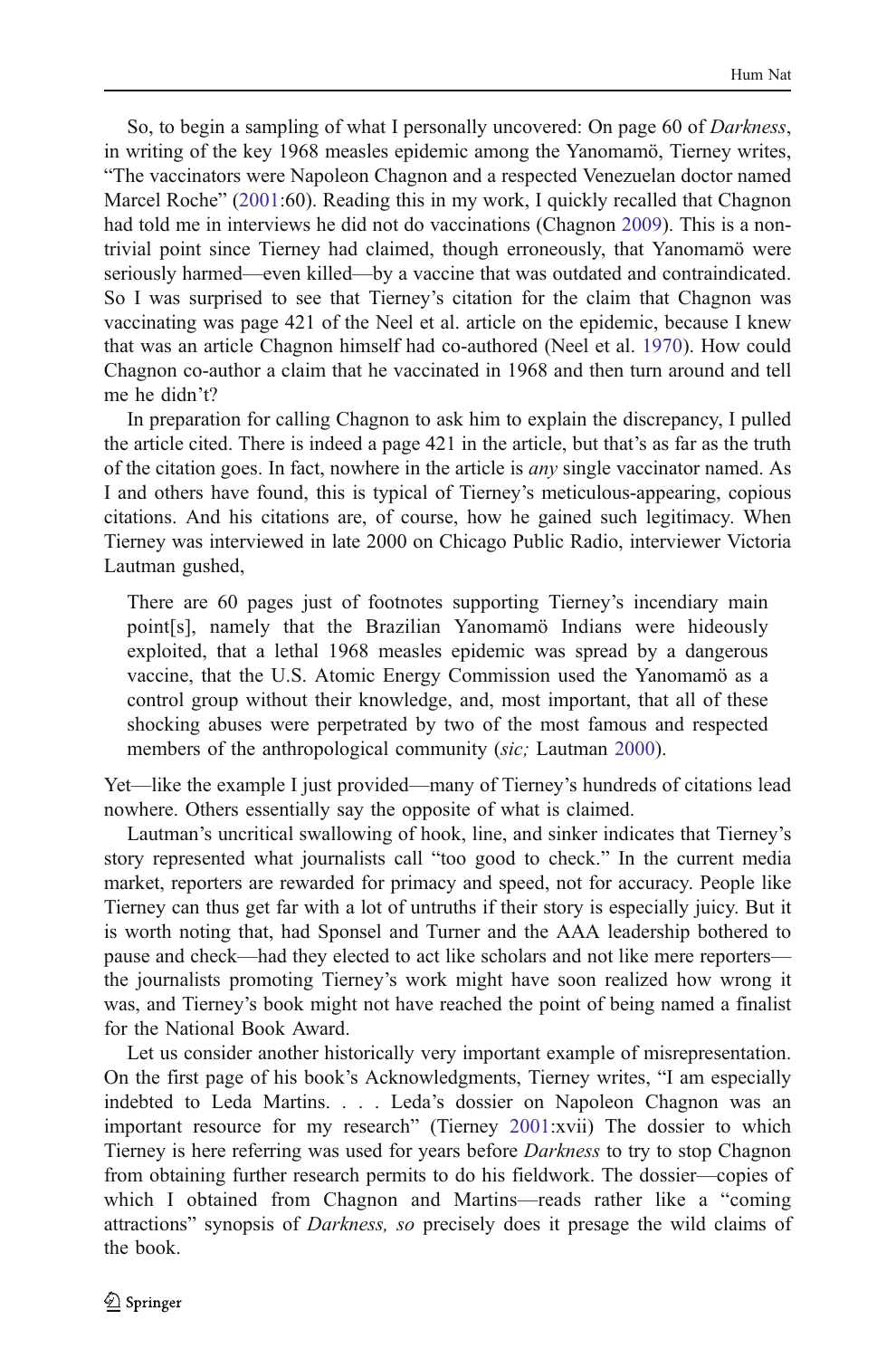So, to begin a sampling of what I personally uncovered: On page 60 of *Darkness*, in writing of the key 1968 measles epidemic among the Yanomamö, Tierney writes, "The vaccinators were Napoleon Chagnon and a respected Venezuelan doctor named Marcel Roche" (2001:60). Reading this in my work, I quickly recalled that Chagnon had told me in interviews he did not do vaccinations (Chagnon 2009). This is a non-trivial point since Tierney had claimed, though erroneously, that Yanomamö were seriously harmed—even killed—by a vaccine that was outdated and contraindicated. So I was surprised to see that Tierney's citation for the claim that Chagnon was vaccinating was page 421 of the Neel et al. article on the epidemic, because I knew that was an article Chagnon himself had co-authored (Neel et al. 1970). How could Chagnon co-author a claim that he vaccinated in 1968 and then turn around and tell me he didn't?

In preparation for calling Chagnon to ask him to explain the discrepancy, I pulled the article cited. There is indeed a page 421 in the article, but that's as far as the truth of the citation goes. In fact, nowhere in the article is *any* single vaccinator named. As I and others have found, this is typical of Tierney's meticulous-appearing, copious citations. And his citations are, of course, how he gained such legitimacy. When Tierney was interviewed in late 2000 on Chicago Public Radio, interviewer Victoria Lautman gushed,

> There are 60 pages just of footnotes supporting Tierney's incendiary main point[s], namely that the Brazilian Yanomamö Indians were hideously exploited, that a lethal 1968 measles epidemic was spread by a dangerous vaccine, that the U.S. Atomic Energy Commission used the Yanomamö as a control group without their knowledge, and, most important, that all of these shocking abuses were perpetrated by two of the most famous and respected members of the anthropological community (*sic;* Lautman 2000).

Yet—like the example I just provided—many of Tierney's hundreds of citations lead nowhere. Others essentially say the opposite of what is claimed.

Lautman's uncritical swallowing of hook, line, and sinker indicates that Tierney's story represented what journalists call "too good to check." In the current media market, reporters are rewarded for primacy and speed, not for accuracy. People like Tierney can thus get far with a lot of untruths if their story is especially juicy. But it is worth noting that, had Sponsel and Turner and the AAA leadership bothered to pause and check—had they elected to act like scholars and not like mere reporters—the journalists promoting Tierney's work might have soon realized how wrong it was, and Tierney's book might not have reached the point of being named a finalist for the National Book Award.

Let us consider another historically very important example of misrepresentation. On the first page of his book's Acknowledgments, Tierney writes, "I am especially indebted to Leda Martins. . . . Leda's dossier on Napoleon Chagnon was an important resource for my research" (Tierney 2001:xvii) The dossier to which Tierney is here referring was used for years before *Darkness* to try to stop Chagnon from obtaining further research permits to do his fieldwork. The dossier—copies of which I obtained from Chagnon and Martins—reads rather like a "coming attractions" synopsis of *Darkness, so* precisely does it presage the wild claims of the book.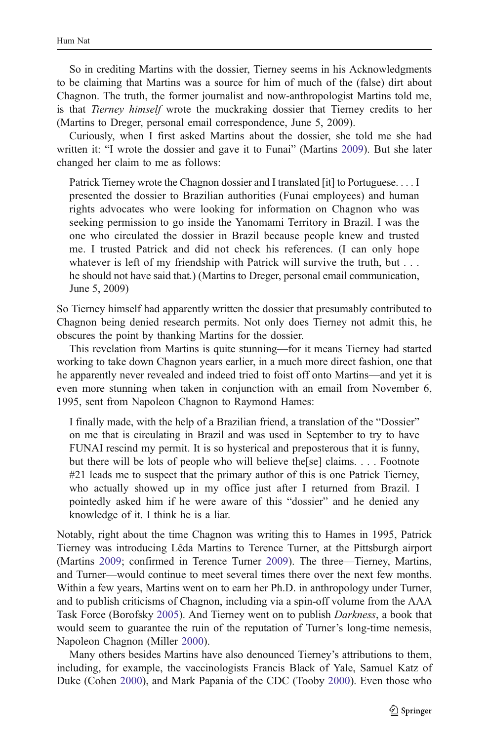So in crediting Martins with the dossier, Tierney seems in his Acknowledgments to be claiming that Martins was a source for him of much of the (false) dirt about Chagnon. The truth, the former journalist and now-anthropologist Martins told me, is that *Tierney himself* wrote the muckraking dossier that Tierney credits to her (Martins to Dreger, personal email correspondence, June 5, 2009).

Curiously, when I first asked Martins about the dossier, she told me she had written it: "I wrote the dossier and gave it to Funai" (Martins 2009). But she later changed her claim to me as follows:

> Patrick Tierney wrote the Chagnon dossier and I translated [it] to Portuguese. . . . I presented the dossier to Brazilian authorities (Funai employees) and human rights advocates who were looking for information on Chagnon who was seeking permission to go inside the Yanomami Territory in Brazil. I was the one who circulated the dossier in Brazil because people knew and trusted me. I trusted Patrick and did not check his references. (I can only hope whatever is left of my friendship with Patrick will survive the truth, but . . . he should not have said that.) (Martins to Dreger, personal email communication, June 5, 2009)

So Tierney himself had apparently written the dossier that presumably contributed to Chagnon being denied research permits. Not only does Tierney not admit this, he obscures the point by thanking Martins for the dossier.

This revelation from Martins is quite stunning—for it means Tierney had started working to take down Chagnon years earlier, in a much more direct fashion, one that he apparently never revealed and indeed tried to foist off onto Martins—and yet it is even more stunning when taken in conjunction with an email from November 6, 1995, sent from Napoleon Chagnon to Raymond Hames:

> I finally made, with the help of a Brazilian friend, a translation of the "Dossier" on me that is circulating in Brazil and was used in September to try to have FUNAI rescind my permit. It is so hysterical and preposterous that it is funny, but there will be lots of people who will believe the[se] claims. . . . Footnote #21 leads me to suspect that the primary author of this is one Patrick Tierney, who actually showed up in my office just after I returned from Brazil. I pointedly asked him if he were aware of this "dossier" and he denied any knowledge of it. I think he is a liar.

Notably, right about the time Chagnon was writing this to Hames in 1995, Patrick Tierney was introducing Lêda Martins to Terence Turner, at the Pittsburgh airport (Martins 2009; confirmed in Terence Turner 2009). The three—Tierney, Martins, and Turner—would continue to meet several times there over the next few months. Within a few years, Martins went on to earn her Ph.D. in anthropology under Turner, and to publish criticisms of Chagnon, including via a spin-off volume from the AAA Task Force (Borofsky 2005). And Tierney went on to publish *Darkness*, a book that would seem to guarantee the ruin of the reputation of Turner's long-time nemesis, Napoleon Chagnon (Miller 2000).

Many others besides Martins have also denounced Tierney's attributions to them, including, for example, the vaccinologists Francis Black of Yale, Samuel Katz of Duke (Cohen 2000), and Mark Papania of the CDC (Tooby 2000). Even those who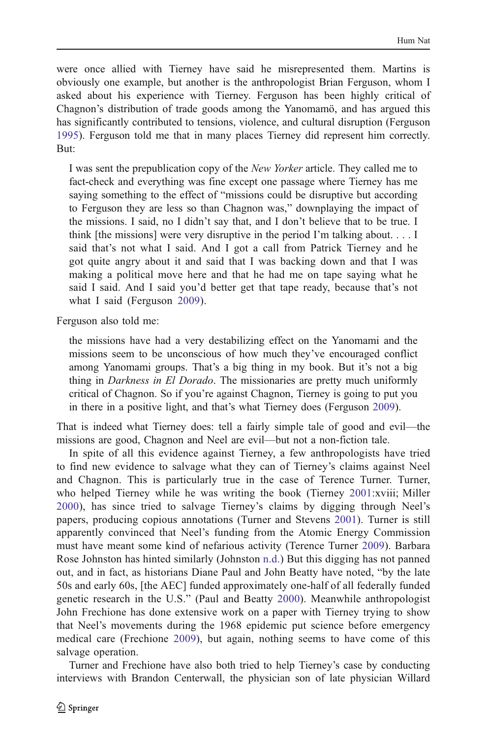were once allied with Tierney have said he misrepresented them. Martins is obviously one example, but another is the anthropologist Brian Ferguson, whom I asked about his experience with Tierney. Ferguson has been highly critical of Chagnon's distribution of trade goods among the Yanomamö, and has argued this has significantly contributed to tensions, violence, and cultural disruption (Ferguson 1995). Ferguson told me that in many places Tierney did represent him correctly. But:

> I was sent the prepublication copy of the *New Yorker* article. They called me to fact-check and everything was fine except one passage where Tierney has me saying something to the effect of "missions could be disruptive but according to Ferguson they are less so than Chagnon was," downplaying the impact of the missions. I said, no I didn't say that, and I don't believe that to be true. I think [the missions] were very disruptive in the period I'm talking about. . . . I said that's not what I said. And I got a call from Patrick Tierney and he got quite angry about it and said that I was backing down and that I was making a political move here and that he had me on tape saying what he said I said. And I said you'd better get that tape ready, because that's not what I said (Ferguson 2009).

Ferguson also told me:

> the missions have had a very destabilizing effect on the Yanomami and the missions seem to be unconscious of how much they've encouraged conflict among Yanomami groups. That's a big thing in my book. But it's not a big thing in *Darkness in El Dorado*. The missionaries are pretty much uniformly critical of Chagnon. So if you're against Chagnon, Tierney is going to put you in there in a positive light, and that's what Tierney does (Ferguson 2009).

That is indeed what Tierney does: tell a fairly simple tale of good and evil—the missions are good, Chagnon and Neel are evil—but not a non-fiction tale.

In spite of all this evidence against Tierney, a few anthropologists have tried to find new evidence to salvage what they can of Tierney's claims against Neel and Chagnon. This is particularly true in the case of Terence Turner. Turner, who helped Tierney while he was writing the book (Tierney 2001:xviii; Miller 2000), has since tried to salvage Tierney's claims by digging through Neel's papers, producing copious annotations (Turner and Stevens 2001). Turner is still apparently convinced that Neel's funding from the Atomic Energy Commission must have meant some kind of nefarious activity (Terence Turner 2009). Barbara Rose Johnston has hinted similarly (Johnston n.d.) But this digging has not panned out, and in fact, as historians Diane Paul and John Beatty have noted, "by the late 50s and early 60s, [the AEC] funded approximately one-half of all federally funded genetic research in the U.S." (Paul and Beatty 2000). Meanwhile anthropologist John Frechione has done extensive work on a paper with Tierney trying to show that Neel's movements during the 1968 epidemic put science before emergency medical care (Frechione 2009), but again, nothing seems to have come of this salvage operation.

Turner and Frechione have also both tried to help Tierney's case by conducting interviews with Brandon Centerwall, the physician son of late physician Willard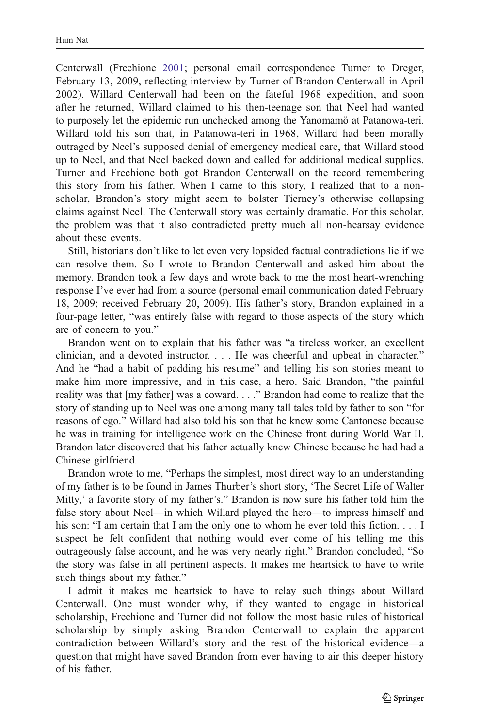Centerwall (Frechione 2001; personal email correspondence Turner to Dreger, February 13, 2009, reflecting interview by Turner of Brandon Centerwall in April 2002). Willard Centerwall had been on the fateful 1968 expedition, and soon after he returned, Willard claimed to his then-teenage son that Neel had wanted to purposely let the epidemic run unchecked among the Yanomamö at Patanowa-teri. Willard told his son that, in Patanowa-teri in 1968, Willard had been morally outraged by Neel's supposed denial of emergency medical care, that Willard stood up to Neel, and that Neel backed down and called for additional medical supplies. Turner and Frechione both got Brandon Centerwall on the record remembering this story from his father. When I came to this story, I realized that to a non-scholar, Brandon's story might seem to bolster Tierney's otherwise collapsing claims against Neel. The Centerwall story was certainly dramatic. For this scholar, the problem was that it also contradicted pretty much all non-hearsay evidence about these events.

Still, historians don't like to let even very lopsided factual contradictions lie if we can resolve them. So I wrote to Brandon Centerwall and asked him about the memory. Brandon took a few days and wrote back to me the most heart-wrenching response I've ever had from a source (personal email communication dated February 18, 2009; received February 20, 2009). His father's story, Brandon explained in a four-page letter, "was entirely false with regard to those aspects of the story which are of concern to you."

Brandon went on to explain that his father was "a tireless worker, an excellent clinician, and a devoted instructor. . . . He was cheerful and upbeat in character." And he "had a habit of padding his resume" and telling his son stories meant to make him more impressive, and in this case, a hero. Said Brandon, "the painful reality was that [my father] was a coward. . . ." Brandon had come to realize that the story of standing up to Neel was one among many tall tales told by father to son "for reasons of ego." Willard had also told his son that he knew some Cantonese because he was in training for intelligence work on the Chinese front during World War II. Brandon later discovered that his father actually knew Chinese because he had had a Chinese girlfriend.

Brandon wrote to me, "Perhaps the simplest, most direct way to an understanding of my father is to be found in James Thurber's short story, 'The Secret Life of Walter Mitty,' a favorite story of my father's." Brandon is now sure his father told him the false story about Neel—in which Willard played the hero—to impress himself and his son: "I am certain that I am the only one to whom he ever told this fiction. . . . I suspect he felt confident that nothing would ever come of his telling me this outrageously false account, and he was very nearly right." Brandon concluded, "So the story was false in all pertinent aspects. It makes me heartsick to have to write such things about my father."

I admit it makes me heartsick to have to relay such things about Willard Centerwall. One must wonder why, if they wanted to engage in historical scholarship, Frechione and Turner did not follow the most basic rules of historical scholarship by simply asking Brandon Centerwall to explain the apparent contradiction between Willard's story and the rest of the historical evidence—a question that might have saved Brandon from ever having to air this deeper history of his father.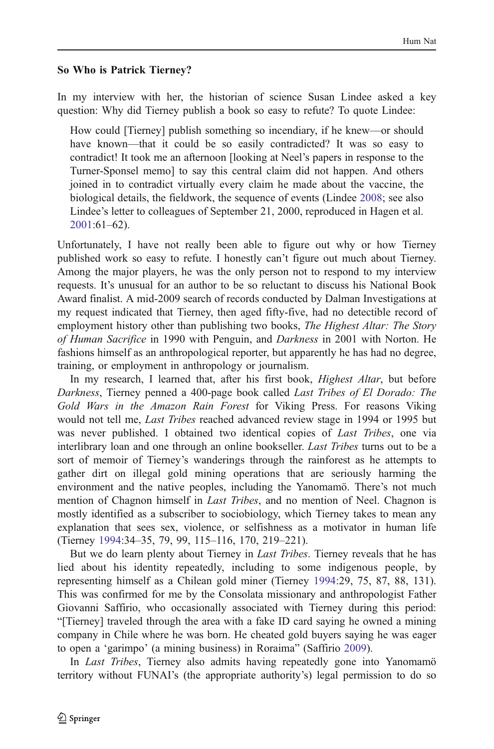**So Who is Patrick Tierney?**

In my interview with her, the historian of science Susan Lindee asked a key question: Why did Tierney publish a book so easy to refute? To quote Lindee:

> How could [Tierney] publish something so incendiary, if he knew—or should have known—that it could be so easily contradicted? It was so easy to contradict! It took me an afternoon [looking at Neel's papers in response to the Turner-Sponsel memo] to say this central claim did not happen. And others joined in to contradict virtually every claim he made about the vaccine, the biological details, the fieldwork, the sequence of events (Lindee 2008; see also Lindee's letter to colleagues of September 21, 2000, reproduced in Hagen et al. 2001:61–62).

Unfortunately, I have not really been able to figure out why or how Tierney published work so easy to refute. I honestly can't figure out much about Tierney. Among the major players, he was the only person not to respond to my interview requests. It's unusual for an author to be so reluctant to discuss his National Book Award finalist. A mid-2009 search of records conducted by Dalman Investigations at my request indicated that Tierney, then aged fifty-five, had no detectible record of employment history other than publishing two books, *The Highest Altar: The Story of Human Sacrifice* in 1990 with Penguin, and *Darkness* in 2001 with Norton. He fashions himself as an anthropological reporter, but apparently he has had no degree, training, or employment in anthropology or journalism.

In my research, I learned that, after his first book, *Highest Altar*, but before *Darkness*, Tierney penned a 400-page book called *Last Tribes of El Dorado: The Gold Wars in the Amazon Rain Forest* for Viking Press. For reasons Viking would not tell me, *Last Tribes* reached advanced review stage in 1994 or 1995 but was never published. I obtained two identical copies of *Last Tribes*, one via interlibrary loan and one through an online bookseller. *Last Tribes* turns out to be a sort of memoir of Tierney's wanderings through the rainforest as he attempts to gather dirt on illegal gold mining operations that are seriously harming the environment and the native peoples, including the Yanomamö. There's not much mention of Chagnon himself in *Last Tribes*, and no mention of Neel. Chagnon is mostly identified as a subscriber to sociobiology, which Tierney takes to mean any explanation that sees sex, violence, or selfishness as a motivator in human life (Tierney 1994:34–35, 79, 99, 115–116, 170, 219–221).

But we do learn plenty about Tierney in *Last Tribes*. Tierney reveals that he has lied about his identity repeatedly, including to some indigenous people, by representing himself as a Chilean gold miner (Tierney 1994:29, 75, 87, 88, 131). This was confirmed for me by the Consolata missionary and anthropologist Father Giovanni Saffirio, who occasionally associated with Tierney during this period: "[Tierney] traveled through the area with a fake ID card saying he owned a mining company in Chile where he was born. He cheated gold buyers saying he was eager to open a 'garimpo' (a mining business) in Roraima" (Saffirio 2009).

In *Last Tribes*, Tierney also admits having repeatedly gone into Yanomamö territory without FUNAI's (the appropriate authority's) legal permission to do so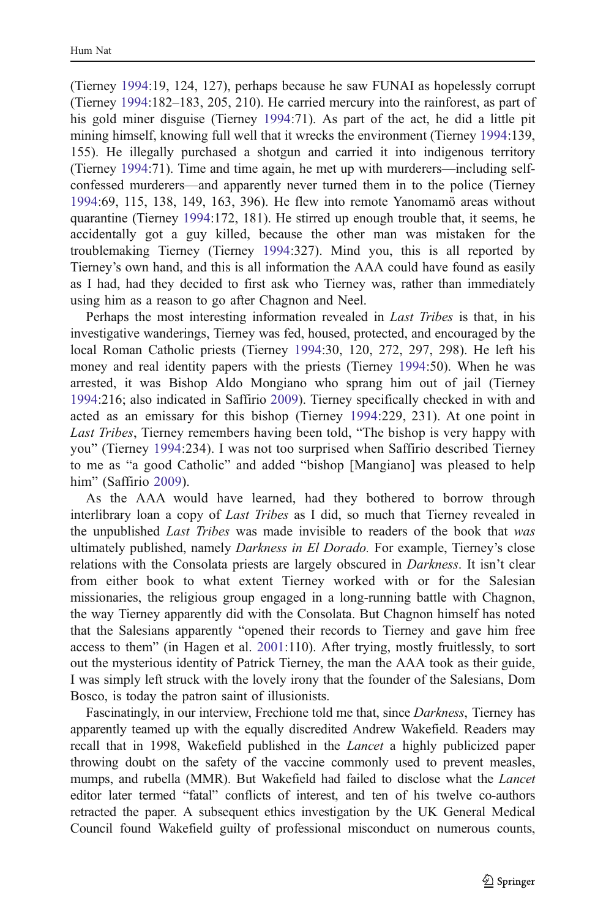(Tierney 1994:19, 124, 127), perhaps because he saw FUNAI as hopelessly corrupt (Tierney 1994:182–183, 205, 210). He carried mercury into the rainforest, as part of his gold miner disguise (Tierney 1994:71). As part of the act, he did a little pit mining himself, knowing full well that it wrecks the environment (Tierney 1994:139, 155). He illegally purchased a shotgun and carried it into indigenous territory (Tierney 1994:71). Time and time again, he met up with murderers—including self-confessed murderers—and apparently never turned them in to the police (Tierney 1994:69, 115, 138, 149, 163, 396). He flew into remote Yanomamö areas without quarantine (Tierney 1994:172, 181). He stirred up enough trouble that, it seems, he accidentally got a guy killed, because the other man was mistaken for the troublemaking Tierney (Tierney 1994:327). Mind you, this is all reported by Tierney's own hand, and this is all information the AAA could have found as easily as I had, had they decided to first ask who Tierney was, rather than immediately using him as a reason to go after Chagnon and Neel.

Perhaps the most interesting information revealed in *Last Tribes* is that, in his investigative wanderings, Tierney was fed, housed, protected, and encouraged by the local Roman Catholic priests (Tierney 1994:30, 120, 272, 297, 298). He left his money and real identity papers with the priests (Tierney 1994:50). When he was arrested, it was Bishop Aldo Mongiano who sprang him out of jail (Tierney 1994:216; also indicated in Saffirio 2009). Tierney specifically checked in with and acted as an emissary for this bishop (Tierney 1994:229, 231). At one point in *Last Tribes*, Tierney remembers having been told, "The bishop is very happy with you" (Tierney 1994:234). I was not too surprised when Saffirio described Tierney to me as "a good Catholic" and added "bishop [Mangiano] was pleased to help him" (Saffirio 2009).

As the AAA would have learned, had they bothered to borrow through interlibrary loan a copy of *Last Tribes* as I did, so much that Tierney revealed in the unpublished *Last Tribes* was made invisible to readers of the book that *was* ultimately published, namely *Darkness in El Dorado.* For example, Tierney's close relations with the Consolata priests are largely obscured in *Darkness*. It isn't clear from either book to what extent Tierney worked with or for the Salesian missionaries, the religious group engaged in a long-running battle with Chagnon, the way Tierney apparently did with the Consolata. But Chagnon himself has noted that the Salesians apparently "opened their records to Tierney and gave him free access to them" (in Hagen et al. 2001:110). After trying, mostly fruitlessly, to sort out the mysterious identity of Patrick Tierney, the man the AAA took as their guide, I was simply left struck with the lovely irony that the founder of the Salesians, Dom Bosco, is today the patron saint of illusionists.

Fascinatingly, in our interview, Frechione told me that, since *Darkness*, Tierney has apparently teamed up with the equally discredited Andrew Wakefield. Readers may recall that in 1998, Wakefield published in the *Lancet* a highly publicized paper throwing doubt on the safety of the vaccine commonly used to prevent measles, mumps, and rubella (MMR). But Wakefield had failed to disclose what the *Lancet* editor later termed "fatal" conflicts of interest, and ten of his twelve co-authors retracted the paper. A subsequent ethics investigation by the UK General Medical Council found Wakefield guilty of professional misconduct on numerous counts,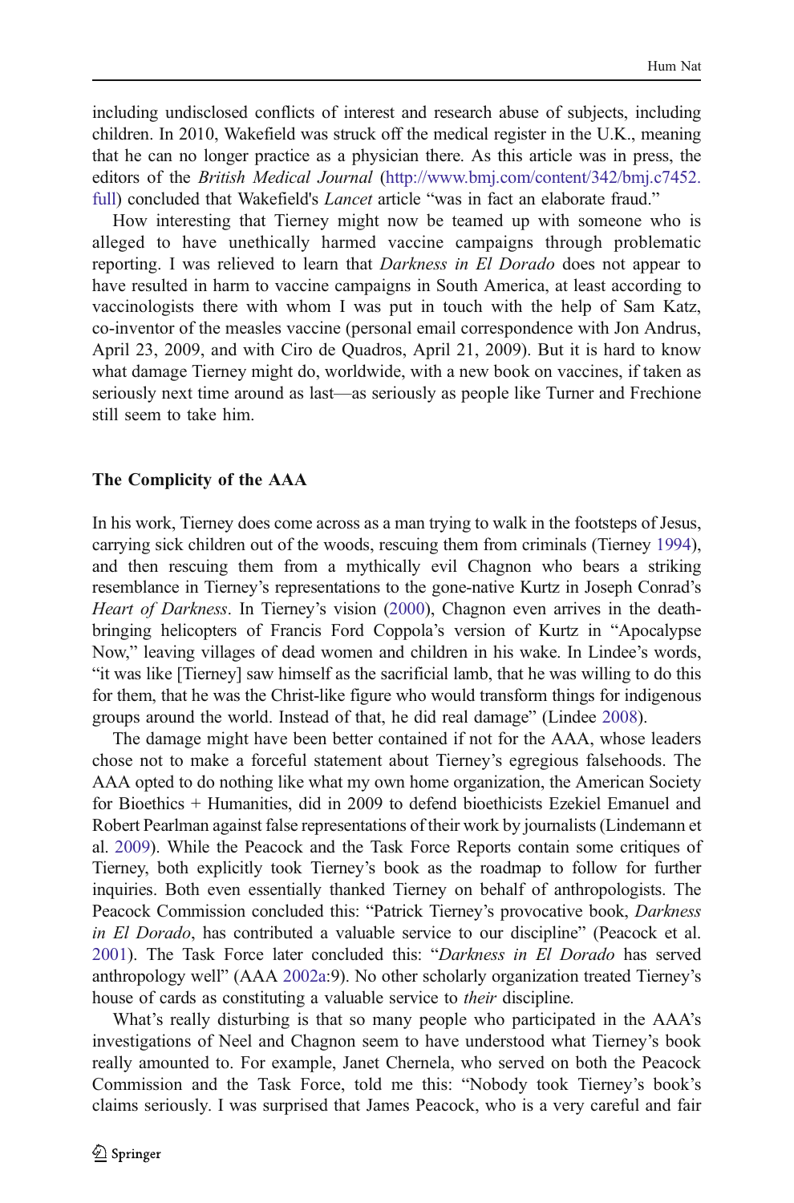including undisclosed conflicts of interest and research abuse of subjects, including children. In 2010, Wakefield was struck off the medical register in the U.K., meaning that he can no longer practice as a physician there. As this article was in press, the editors of the *British Medical Journal* (http://www.bmj.com/content/342/bmj.c7452.full) concluded that Wakefield's *Lancet* article "was in fact an elaborate fraud."

How interesting that Tierney might now be teamed up with someone who is alleged to have unethically harmed vaccine campaigns through problematic reporting. I was relieved to learn that *Darkness in El Dorado* does not appear to have resulted in harm to vaccine campaigns in South America, at least according to vaccinologists there with whom I was put in touch with the help of Sam Katz, co-inventor of the measles vaccine (personal email correspondence with Jon Andrus, April 23, 2009, and with Ciro de Quadros, April 21, 2009). But it is hard to know what damage Tierney might do, worldwide, with a new book on vaccines, if taken as seriously next time around as last—as seriously as people like Turner and Frechione still seem to take him.

### The Complicity of the AAA

In his work, Tierney does come across as a man trying to walk in the footsteps of Jesus, carrying sick children out of the woods, rescuing them from criminals (Tierney 1994), and then rescuing them from a mythically evil Chagnon who bears a striking resemblance in Tierney's representations to the gone-native Kurtz in Joseph Conrad's *Heart of Darkness*. In Tierney's vision (2000), Chagnon even arrives in the death-bringing helicopters of Francis Ford Coppola's version of Kurtz in "Apocalypse Now," leaving villages of dead women and children in his wake. In Lindee's words, "it was like [Tierney] saw himself as the sacrificial lamb, that he was willing to do this for them, that he was the Christ-like figure who would transform things for indigenous groups around the world. Instead of that, he did real damage" (Lindee 2008).

The damage might have been better contained if not for the AAA, whose leaders chose not to make a forceful statement about Tierney's egregious falsehoods. The AAA opted to do nothing like what my own home organization, the American Society for Bioethics + Humanities, did in 2009 to defend bioethicists Ezekiel Emanuel and Robert Pearlman against false representations of their work by journalists (Lindemann et al. 2009). While the Peacock and the Task Force Reports contain some critiques of Tierney, both explicitly took Tierney's book as the roadmap to follow for further inquiries. Both even essentially thanked Tierney on behalf of anthropologists. The Peacock Commission concluded this: "Patrick Tierney's provocative book, *Darkness in El Dorado*, has contributed a valuable service to our discipline" (Peacock et al. 2001). The Task Force later concluded this: "*Darkness in El Dorado* has served anthropology well" (AAA 2002a:9). No other scholarly organization treated Tierney's house of cards as constituting a valuable service to *their* discipline.

What's really disturbing is that so many people who participated in the AAA's investigations of Neel and Chagnon seem to have understood what Tierney's book really amounted to. For example, Janet Chernela, who served on both the Peacock Commission and the Task Force, told me this: "Nobody took Tierney's book's claims seriously. I was surprised that James Peacock, who is a very careful and fair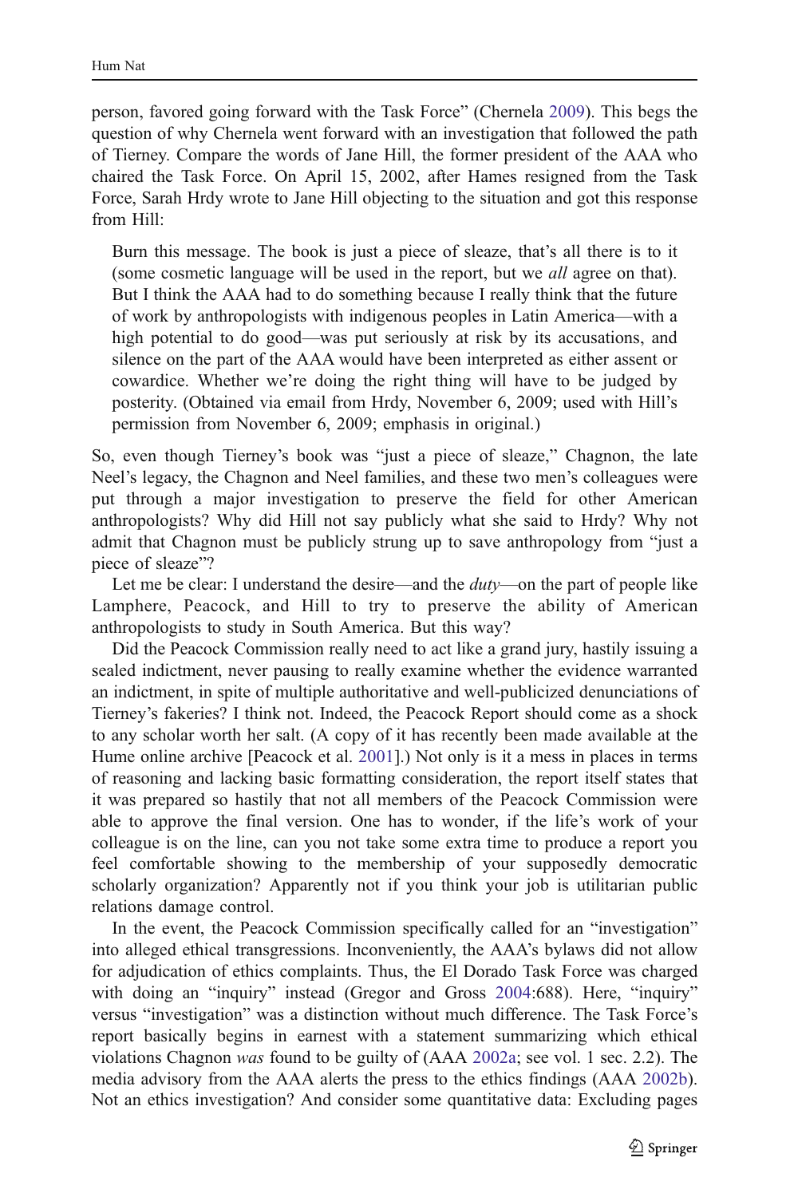person, favored going forward with the Task Force" (Chernela 2009). This begs the question of why Chernela went forward with an investigation that followed the path of Tierney. Compare the words of Jane Hill, the former president of the AAA who chaired the Task Force. On April 15, 2002, after Hames resigned from the Task Force, Sarah Hrdy wrote to Jane Hill objecting to the situation and got this response from Hill:

> Burn this message. The book is just a piece of sleaze, that's all there is to it (some cosmetic language will be used in the report, but we *all* agree on that). But I think the AAA had to do something because I really think that the future of work by anthropologists with indigenous peoples in Latin America—with a high potential to do good—was put seriously at risk by its accusations, and silence on the part of the AAA would have been interpreted as either assent or cowardice. Whether we're doing the right thing will have to be judged by posterity. (Obtained via email from Hrdy, November 6, 2009; used with Hill's permission from November 6, 2009; emphasis in original.)

So, even though Tierney's book was "just a piece of sleaze," Chagnon, the late Neel's legacy, the Chagnon and Neel families, and these two men's colleagues were put through a major investigation to preserve the field for other American anthropologists? Why did Hill not say publicly what she said to Hrdy? Why not admit that Chagnon must be publicly strung up to save anthropology from "just a piece of sleaze"?

Let me be clear: I understand the desire—and the *duty*—on the part of people like Lamphere, Peacock, and Hill to try to preserve the ability of American anthropologists to study in South America. But this way?

Did the Peacock Commission really need to act like a grand jury, hastily issuing a sealed indictment, never pausing to really examine whether the evidence warranted an indictment, in spite of multiple authoritative and well-publicized denunciations of Tierney's fakeries? I think not. Indeed, the Peacock Report should come as a shock to any scholar worth her salt. (A copy of it has recently been made available at the Hume online archive [Peacock et al. 2001].) Not only is it a mess in places in terms of reasoning and lacking basic formatting consideration, the report itself states that it was prepared so hastily that not all members of the Peacock Commission were able to approve the final version. One has to wonder, if the life's work of your colleague is on the line, can you not take some extra time to produce a report you feel comfortable showing to the membership of your supposedly democratic scholarly organization? Apparently not if you think your job is utilitarian public relations damage control.

In the event, the Peacock Commission specifically called for an "investigation" into alleged ethical transgressions. Inconveniently, the AAA's bylaws did not allow for adjudication of ethics complaints. Thus, the El Dorado Task Force was charged with doing an "inquiry" instead (Gregor and Gross 2004:688). Here, "inquiry" versus "investigation" was a distinction without much difference. The Task Force's report basically begins in earnest with a statement summarizing which ethical violations Chagnon *was* found to be guilty of (AAA 2002a; see vol. 1 sec. 2.2). The media advisory from the AAA alerts the press to the ethics findings (AAA 2002b). Not an ethics investigation? And consider some quantitative data: Excluding pages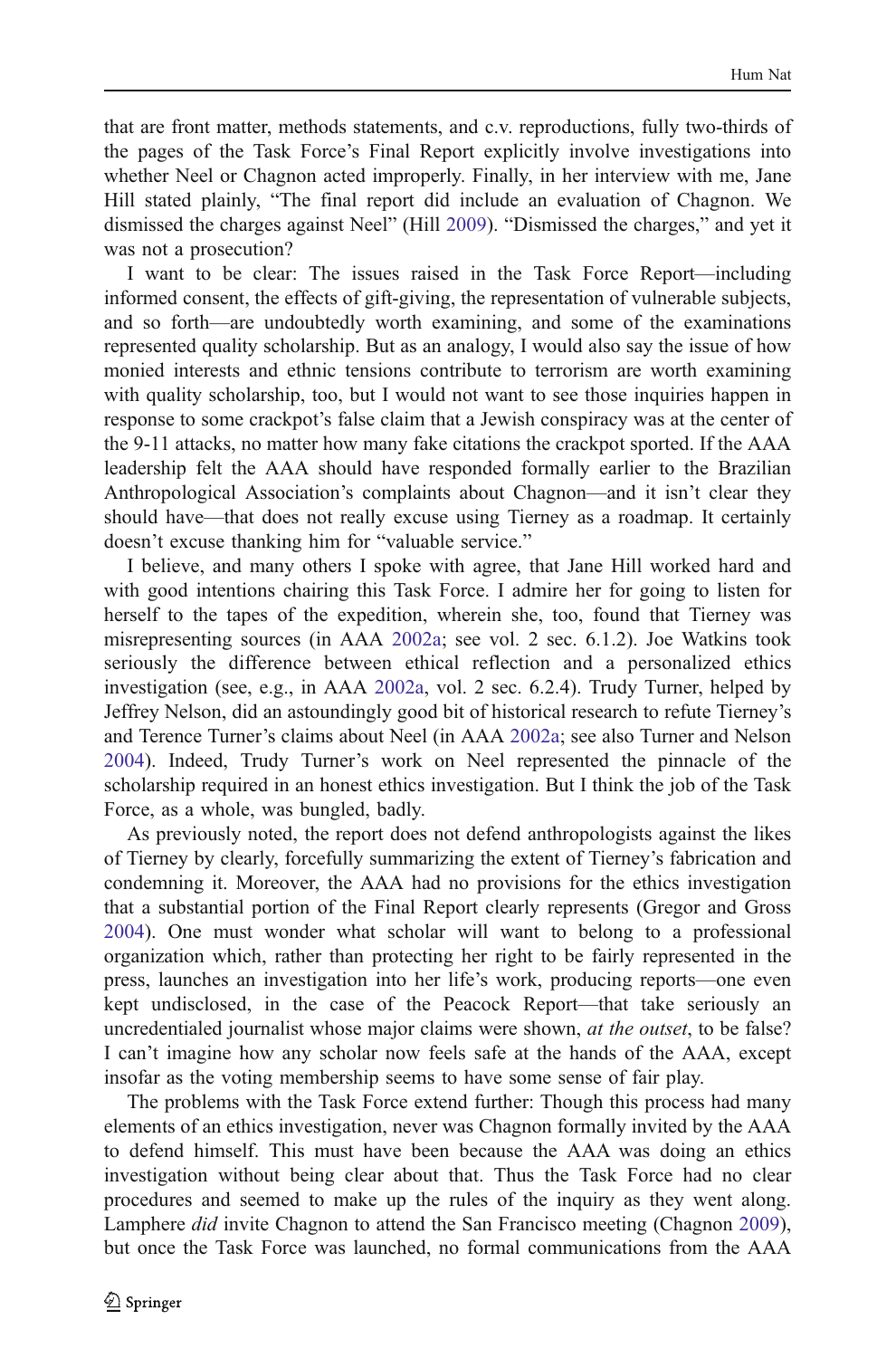that are front matter, methods statements, and c.v. reproductions, fully two-thirds of the pages of the Task Force's Final Report explicitly involve investigations into whether Neel or Chagnon acted improperly. Finally, in her interview with me, Jane Hill stated plainly, "The final report did include an evaluation of Chagnon. We dismissed the charges against Neel" (Hill 2009). "Dismissed the charges," and yet it was not a prosecution?

I want to be clear: The issues raised in the Task Force Report—including informed consent, the effects of gift-giving, the representation of vulnerable subjects, and so forth—are undoubtedly worth examining, and some of the examinations represented quality scholarship. But as an analogy, I would also say the issue of how monied interests and ethnic tensions contribute to terrorism are worth examining with quality scholarship, too, but I would not want to see those inquiries happen in response to some crackpot's false claim that a Jewish conspiracy was at the center of the 9-11 attacks, no matter how many fake citations the crackpot sported. If the AAA leadership felt the AAA should have responded formally earlier to the Brazilian Anthropological Association's complaints about Chagnon—and it isn't clear they should have—that does not really excuse using Tierney as a roadmap. It certainly doesn't excuse thanking him for "valuable service."

I believe, and many others I spoke with agree, that Jane Hill worked hard and with good intentions chairing this Task Force. I admire her for going to listen for herself to the tapes of the expedition, wherein she, too, found that Tierney was misrepresenting sources (in AAA 2002a; see vol. 2 sec. 6.1.2). Joe Watkins took seriously the difference between ethical reflection and a personalized ethics investigation (see, e.g., in AAA 2002a, vol. 2 sec. 6.2.4). Trudy Turner, helped by Jeffrey Nelson, did an astoundingly good bit of historical research to refute Tierney's and Terence Turner's claims about Neel (in AAA 2002a; see also Turner and Nelson 2004). Indeed, Trudy Turner's work on Neel represented the pinnacle of the scholarship required in an honest ethics investigation. But I think the job of the Task Force, as a whole, was bungled, badly.

As previously noted, the report does not defend anthropologists against the likes of Tierney by clearly, forcefully summarizing the extent of Tierney's fabrication and condemning it. Moreover, the AAA had no provisions for the ethics investigation that a substantial portion of the Final Report clearly represents (Gregor and Gross 2004). One must wonder what scholar will want to belong to a professional organization which, rather than protecting her right to be fairly represented in the press, launches an investigation into her life's work, producing reports—one even kept undisclosed, in the case of the Peacock Report—that take seriously an uncredentialed journalist whose major claims were shown, *at the outset*, to be false? I can't imagine how any scholar now feels safe at the hands of the AAA, except insofar as the voting membership seems to have some sense of fair play.

The problems with the Task Force extend further: Though this process had many elements of an ethics investigation, never was Chagnon formally invited by the AAA to defend himself. This must have been because the AAA was doing an ethics investigation without being clear about that. Thus the Task Force had no clear procedures and seemed to make up the rules of the inquiry as they went along. Lamphere *did* invite Chagnon to attend the San Francisco meeting (Chagnon 2009), but once the Task Force was launched, no formal communications from the AAA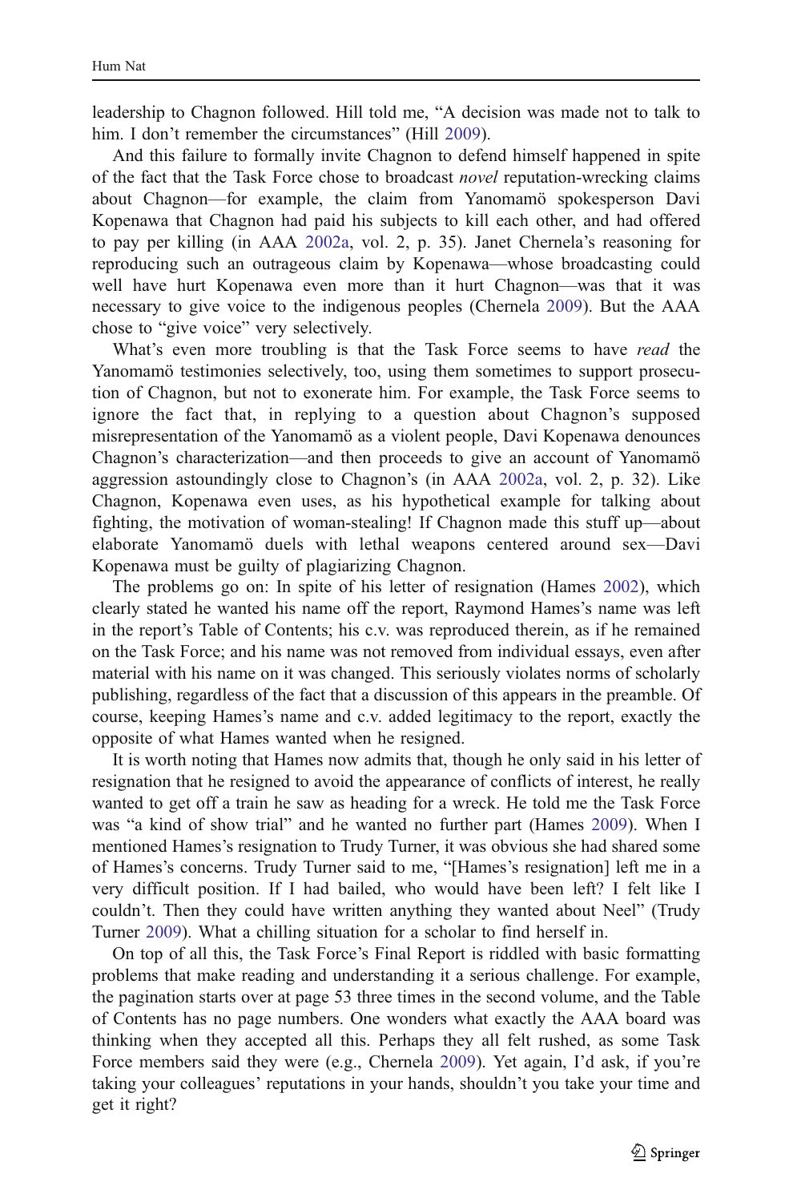leadership to Chagnon followed. Hill told me, "A decision was made not to talk to him. I don't remember the circumstances" (Hill 2009).

And this failure to formally invite Chagnon to defend himself happened in spite of the fact that the Task Force chose to broadcast *novel* reputation-wrecking claims about Chagnon—for example, the claim from Yanomamö spokesperson Davi Kopenawa that Chagnon had paid his subjects to kill each other, and had offered to pay per killing (in AAA 2002a, vol. 2, p. 35). Janet Chernela's reasoning for reproducing such an outrageous claim by Kopenawa—whose broadcasting could well have hurt Kopenawa even more than it hurt Chagnon—was that it was necessary to give voice to the indigenous peoples (Chernela 2009). But the AAA chose to "give voice" very selectively.

What's even more troubling is that the Task Force seems to have *read* the Yanomamö testimonies selectively, too, using them sometimes to support prosecution of Chagnon, but not to exonerate him. For example, the Task Force seems to ignore the fact that, in replying to a question about Chagnon's supposed misrepresentation of the Yanomamö as a violent people, Davi Kopenawa denounces Chagnon's characterization—and then proceeds to give an account of Yanomamö aggression astoundingly close to Chagnon's (in AAA 2002a, vol. 2, p. 32). Like Chagnon, Kopenawa even uses, as his hypothetical example for talking about fighting, the motivation of woman-stealing! If Chagnon made this stuff up—about elaborate Yanomamö duels with lethal weapons centered around sex—Davi Kopenawa must be guilty of plagiarizing Chagnon.

The problems go on: In spite of his letter of resignation (Hames 2002), which clearly stated he wanted his name off the report, Raymond Hames's name was left in the report's Table of Contents; his c.v. was reproduced therein, as if he remained on the Task Force; and his name was not removed from individual essays, even after material with his name on it was changed. This seriously violates norms of scholarly publishing, regardless of the fact that a discussion of this appears in the preamble. Of course, keeping Hames's name and c.v. added legitimacy to the report, exactly the opposite of what Hames wanted when he resigned.

It is worth noting that Hames now admits that, though he only said in his letter of resignation that he resigned to avoid the appearance of conflicts of interest, he really wanted to get off a train he saw as heading for a wreck. He told me the Task Force was "a kind of show trial" and he wanted no further part (Hames 2009). When I mentioned Hames's resignation to Trudy Turner, it was obvious she had shared some of Hames's concerns. Trudy Turner said to me, "[Hames's resignation] left me in a very difficult position. If I had bailed, who would have been left? I felt like I couldn't. Then they could have written anything they wanted about Neel" (Trudy Turner 2009). What a chilling situation for a scholar to find herself in.

On top of all this, the Task Force's Final Report is riddled with basic formatting problems that make reading and understanding it a serious challenge. For example, the pagination starts over at page 53 three times in the second volume, and the Table of Contents has no page numbers. One wonders what exactly the AAA board was thinking when they accepted all this. Perhaps they all felt rushed, as some Task Force members said they were (e.g., Chernela 2009). Yet again, I'd ask, if you're taking your colleagues' reputations in your hands, shouldn't you take your time and get it right?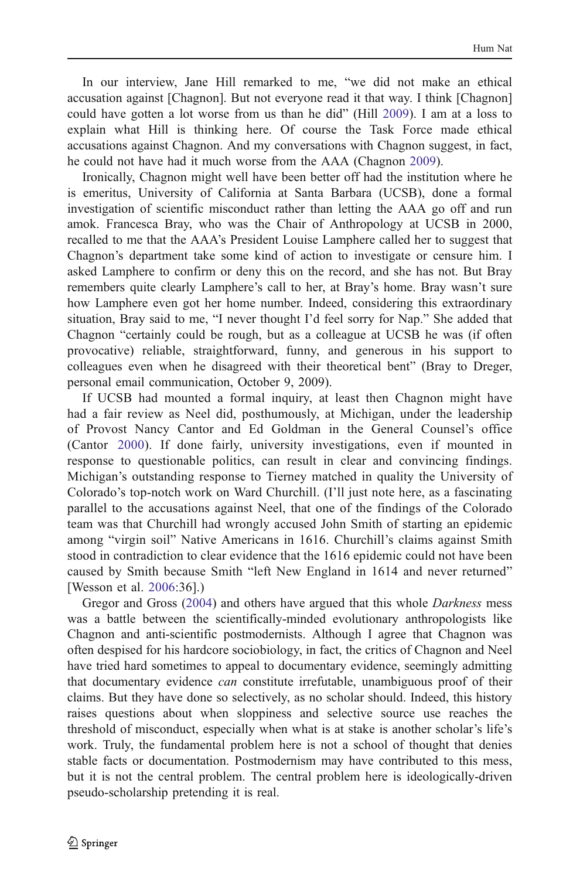In our interview, Jane Hill remarked to me, "we did not make an ethical accusation against [Chagnon]. But not everyone read it that way. I think [Chagnon] could have gotten a lot worse from us than he did" (Hill 2009). I am at a loss to explain what Hill is thinking here. Of course the Task Force made ethical accusations against Chagnon. And my conversations with Chagnon suggest, in fact, he could not have had it much worse from the AAA (Chagnon 2009).

Ironically, Chagnon might well have been better off had the institution where he is emeritus, University of California at Santa Barbara (UCSB), done a formal investigation of scientific misconduct rather than letting the AAA go off and run amok. Francesca Bray, who was the Chair of Anthropology at UCSB in 2000, recalled to me that the AAA's President Louise Lamphere called her to suggest that Chagnon's department take some kind of action to investigate or censure him. I asked Lamphere to confirm or deny this on the record, and she has not. But Bray remembers quite clearly Lamphere's call to her, at Bray's home. Bray wasn't sure how Lamphere even got her home number. Indeed, considering this extraordinary situation, Bray said to me, "I never thought I'd feel sorry for Nap." She added that Chagnon "certainly could be rough, but as a colleague at UCSB he was (if often provocative) reliable, straightforward, funny, and generous in his support to colleagues even when he disagreed with their theoretical bent" (Bray to Dreger, personal email communication, October 9, 2009).

If UCSB had mounted a formal inquiry, at least then Chagnon might have had a fair review as Neel did, posthumously, at Michigan, under the leadership of Provost Nancy Cantor and Ed Goldman in the General Counsel's office (Cantor 2000). If done fairly, university investigations, even if mounted in response to questionable politics, can result in clear and convincing findings. Michigan's outstanding response to Tierney matched in quality the University of Colorado's top-notch work on Ward Churchill. (I'll just note here, as a fascinating parallel to the accusations against Neel, that one of the findings of the Colorado team was that Churchill had wrongly accused John Smith of starting an epidemic among "virgin soil" Native Americans in 1616. Churchill's claims against Smith stood in contradiction to clear evidence that the 1616 epidemic could not have been caused by Smith because Smith "left New England in 1614 and never returned" [Wesson et al. 2006:36].)

Gregor and Gross (2004) and others have argued that this whole *Darkness* mess was a battle between the scientifically-minded evolutionary anthropologists like Chagnon and anti-scientific postmodernists. Although I agree that Chagnon was often despised for his hardcore sociobiology, in fact, the critics of Chagnon and Neel have tried hard sometimes to appeal to documentary evidence, seemingly admitting that documentary evidence *can* constitute irrefutable, unambiguous proof of their claims. But they have done so selectively, as no scholar should. Indeed, this history raises questions about when sloppiness and selective source use reaches the threshold of misconduct, especially when what is at stake is another scholar's life's work. Truly, the fundamental problem here is not a school of thought that denies stable facts or documentation. Postmodernism may have contributed to this mess, but it is not the central problem. The central problem here is ideologically-driven pseudo-scholarship pretending it is real.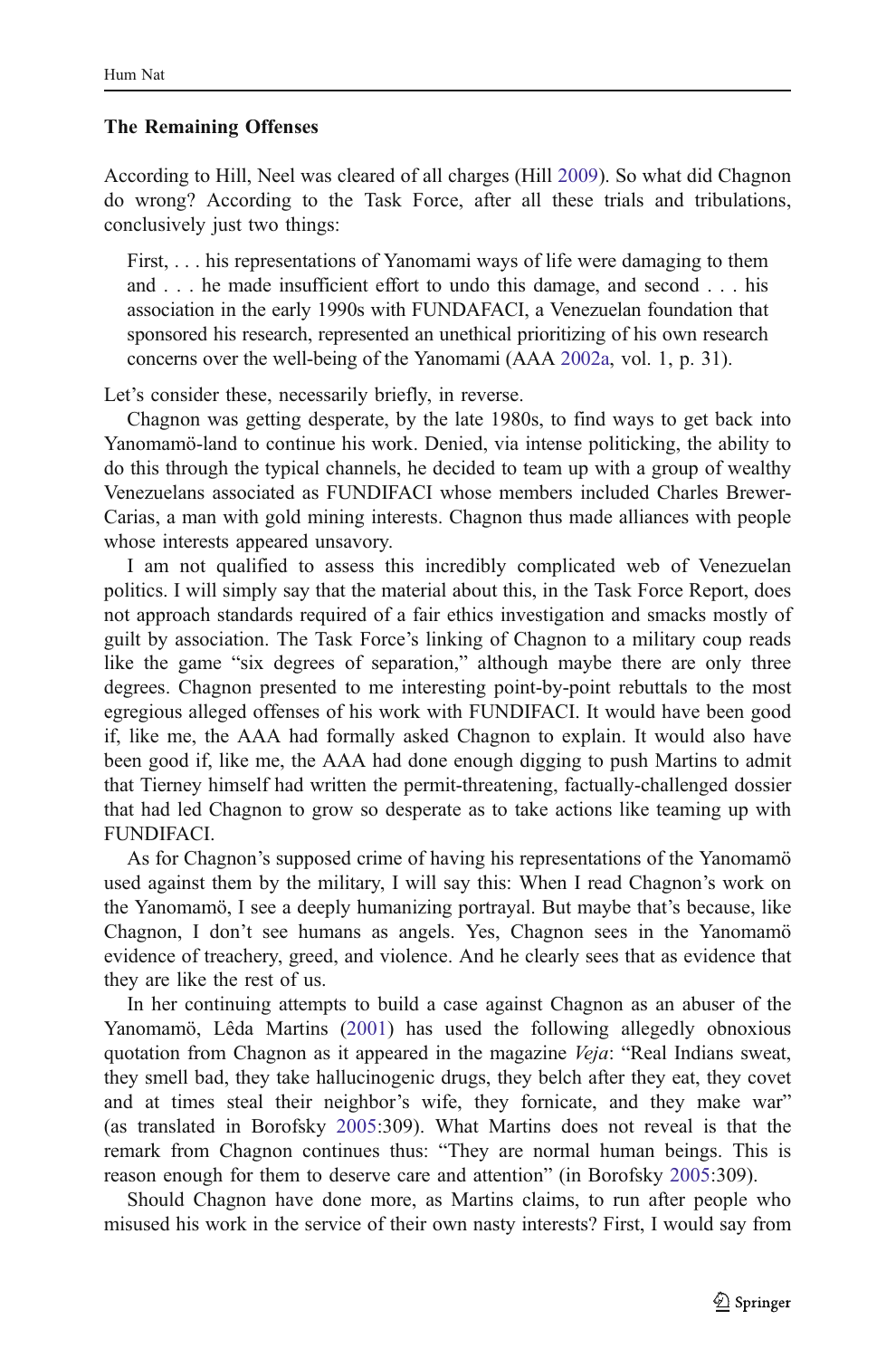### The Remaining Offenses

According to Hill, Neel was cleared of all charges (Hill 2009). So what did Chagnon do wrong? According to the Task Force, after all these trials and tribulations, conclusively just two things:

> First, . . . his representations of Yanomami ways of life were damaging to them and . . . he made insufficient effort to undo this damage, and second . . . his association in the early 1990s with FUNDAFACI, a Venezuelan foundation that sponsored his research, represented an unethical prioritizing of his own research concerns over the well-being of the Yanomami (AAA 2002a, vol. 1, p. 31).

Let's consider these, necessarily briefly, in reverse.

Chagnon was getting desperate, by the late 1980s, to find ways to get back into Yanomamö-land to continue his work. Denied, via intense politicking, the ability to do this through the typical channels, he decided to team up with a group of wealthy Venezuelans associated as FUNDIFACI whose members included Charles Brewer-Carias, a man with gold mining interests. Chagnon thus made alliances with people whose interests appeared unsavory.

I am not qualified to assess this incredibly complicated web of Venezuelan politics. I will simply say that the material about this, in the Task Force Report, does not approach standards required of a fair ethics investigation and smacks mostly of guilt by association. The Task Force's linking of Chagnon to a military coup reads like the game "six degrees of separation," although maybe there are only three degrees. Chagnon presented to me interesting point-by-point rebuttals to the most egregious alleged offenses of his work with FUNDIFACI. It would have been good if, like me, the AAA had formally asked Chagnon to explain. It would also have been good if, like me, the AAA had done enough digging to push Martins to admit that Tierney himself had written the permit-threatening, factually-challenged dossier that had led Chagnon to grow so desperate as to take actions like teaming up with FUNDIFACI.

As for Chagnon's supposed crime of having his representations of the Yanomamö used against them by the military, I will say this: When I read Chagnon's work on the Yanomamö, I see a deeply humanizing portrayal. But maybe that's because, like Chagnon, I don't see humans as angels. Yes, Chagnon sees in the Yanomamö evidence of treachery, greed, and violence. And he clearly sees that as evidence that they are like the rest of us.

In her continuing attempts to build a case against Chagnon as an abuser of the Yanomamö, Lêda Martins (2001) has used the following allegedly obnoxious quotation from Chagnon as it appeared in the magazine *Veja*: "Real Indians sweat, they smell bad, they take hallucinogenic drugs, they belch after they eat, they covet and at times steal their neighbor's wife, they fornicate, and they make war" (as translated in Borofsky 2005:309). What Martins does not reveal is that the remark from Chagnon continues thus: "They are normal human beings. This is reason enough for them to deserve care and attention" (in Borofsky 2005:309).

Should Chagnon have done more, as Martins claims, to run after people who misused his work in the service of their own nasty interests? First, I would say from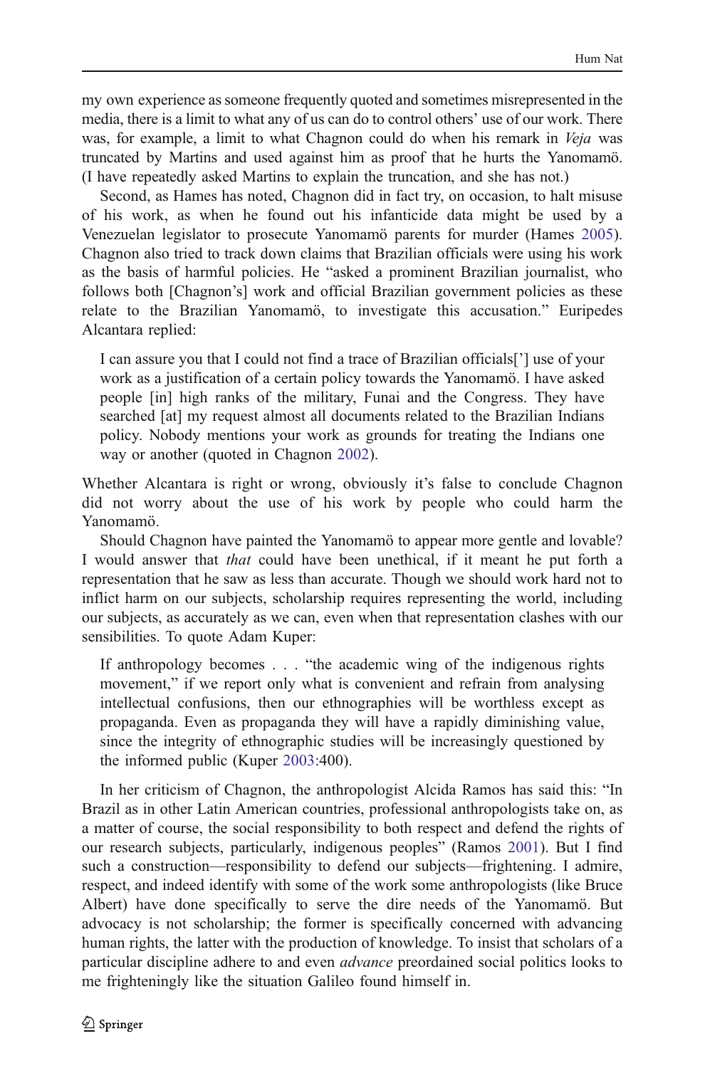my own experience as someone frequently quoted and sometimes misrepresented in the media, there is a limit to what any of us can do to control others' use of our work. There was, for example, a limit to what Chagnon could do when his remark in *Veja* was truncated by Martins and used against him as proof that he hurts the Yanomamö. (I have repeatedly asked Martins to explain the truncation, and she has not.)

Second, as Hames has noted, Chagnon did in fact try, on occasion, to halt misuse of his work, as when he found out his infanticide data might be used by a Venezuelan legislator to prosecute Yanomamö parents for murder (Hames 2005). Chagnon also tried to track down claims that Brazilian officials were using his work as the basis of harmful policies. He "asked a prominent Brazilian journalist, who follows both [Chagnon's] work and official Brazilian government policies as these relate to the Brazilian Yanomamö, to investigate this accusation." Euripedes Alcantara replied:

> I can assure you that I could not find a trace of Brazilian officials['] use of your work as a justification of a certain policy towards the Yanomamö. I have asked people [in] high ranks of the military, Funai and the Congress. They have searched [at] my request almost all documents related to the Brazilian Indians policy. Nobody mentions your work as grounds for treating the Indians one way or another (quoted in Chagnon 2002).

Whether Alcantara is right or wrong, obviously it's false to conclude Chagnon did not worry about the use of his work by people who could harm the Yanomamö.

Should Chagnon have painted the Yanomamö to appear more gentle and lovable? I would answer that *that* could have been unethical, if it meant he put forth a representation that he saw as less than accurate. Though we should work hard not to inflict harm on our subjects, scholarship requires representing the world, including our subjects, as accurately as we can, even when that representation clashes with our sensibilities. To quote Adam Kuper:

> If anthropology becomes . . . "the academic wing of the indigenous rights movement," if we report only what is convenient and refrain from analysing intellectual confusions, then our ethnographies will be worthless except as propaganda. Even as propaganda they will have a rapidly diminishing value, since the integrity of ethnographic studies will be increasingly questioned by the informed public (Kuper 2003:400).

In her criticism of Chagnon, the anthropologist Alcida Ramos has said this: "In Brazil as in other Latin American countries, professional anthropologists take on, as a matter of course, the social responsibility to both respect and defend the rights of our research subjects, particularly, indigenous peoples" (Ramos 2001). But I find such a construction—responsibility to defend our subjects—frightening. I admire, respect, and indeed identify with some of the work some anthropologists (like Bruce Albert) have done specifically to serve the dire needs of the Yanomamö. But advocacy is not scholarship; the former is specifically concerned with advancing human rights, the latter with the production of knowledge. To insist that scholars of a particular discipline adhere to and even *advance* preordained social politics looks to me frighteningly like the situation Galileo found himself in.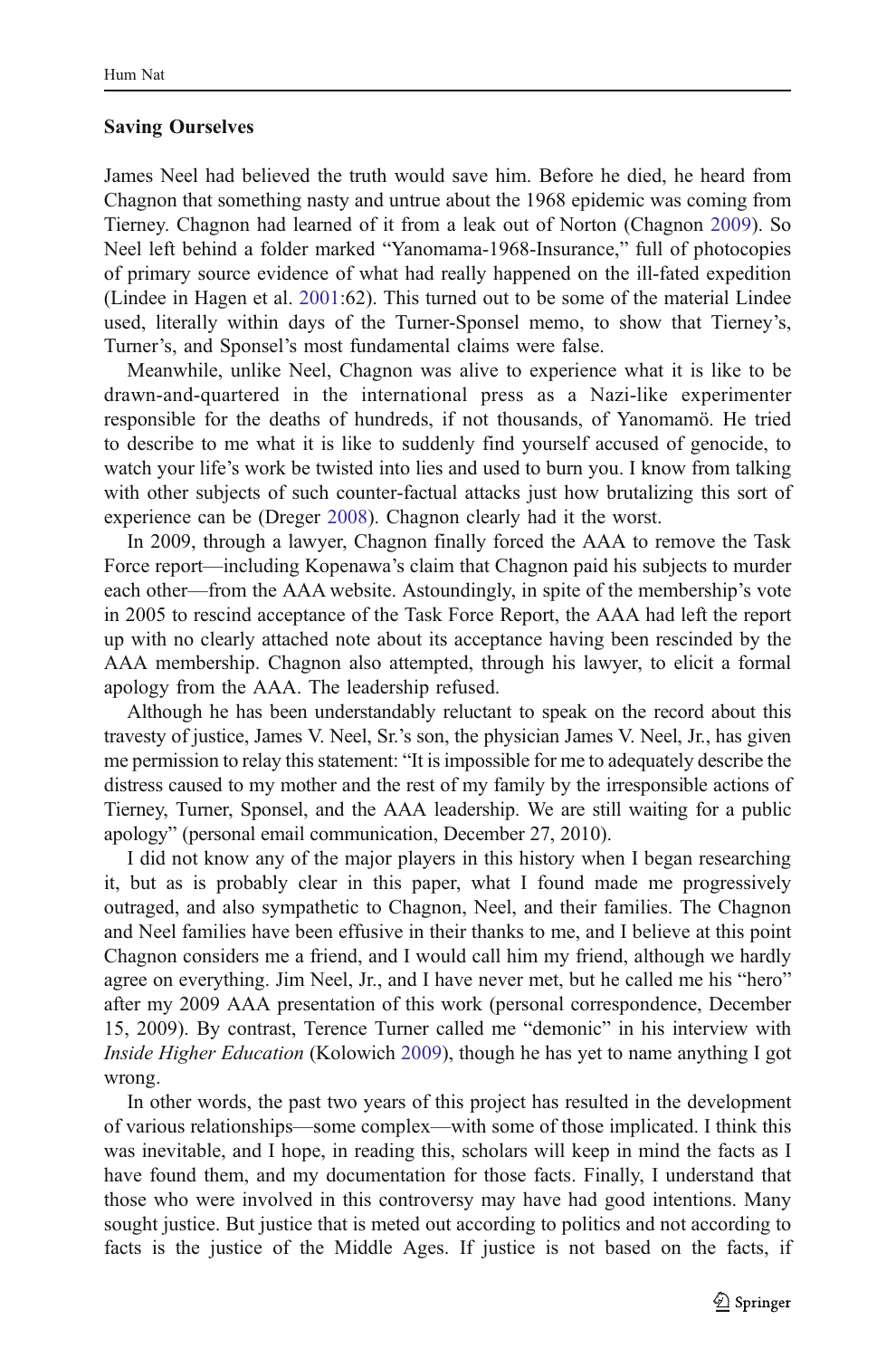## Saving Ourselves

James Neel had believed the truth would save him. Before he died, he heard from Chagnon that something nasty and untrue about the 1968 epidemic was coming from Tierney. Chagnon had learned of it from a leak out of Norton (Chagnon 2009). So Neel left behind a folder marked "Yanomama-1968-Insurance," full of photocopies of primary source evidence of what had really happened on the ill-fated expedition (Lindee in Hagen et al. 2001:62). This turned out to be some of the material Lindee used, literally within days of the Turner-Sponsel memo, to show that Tierney's, Turner's, and Sponsel's most fundamental claims were false.

Meanwhile, unlike Neel, Chagnon was alive to experience what it is like to be drawn-and-quartered in the international press as a Nazi-like experimenter responsible for the deaths of hundreds, if not thousands, of Yanomamö. He tried to describe to me what it is like to suddenly find yourself accused of genocide, to watch your life's work be twisted into lies and used to burn you. I know from talking with other subjects of such counter-factual attacks just how brutalizing this sort of experience can be (Dreger 2008). Chagnon clearly had it the worst.

In 2009, through a lawyer, Chagnon finally forced the AAA to remove the Task Force report—including Kopenawa's claim that Chagnon paid his subjects to murder each other—from the AAA website. Astoundingly, in spite of the membership's vote in 2005 to rescind acceptance of the Task Force Report, the AAA had left the report up with no clearly attached note about its acceptance having been rescinded by the AAA membership. Chagnon also attempted, through his lawyer, to elicit a formal apology from the AAA. The leadership refused.

Although he has been understandably reluctant to speak on the record about this travesty of justice, James V. Neel, Sr.'s son, the physician James V. Neel, Jr., has given me permission to relay this statement: "It is impossible for me to adequately describe the distress caused to my mother and the rest of my family by the irresponsible actions of Tierney, Turner, Sponsel, and the AAA leadership. We are still waiting for a public apology" (personal email communication, December 27, 2010).

I did not know any of the major players in this history when I began researching it, but as is probably clear in this paper, what I found made me progressively outraged, and also sympathetic to Chagnon, Neel, and their families. The Chagnon and Neel families have been effusive in their thanks to me, and I believe at this point Chagnon considers me a friend, and I would call him my friend, although we hardly agree on everything. Jim Neel, Jr., and I have never met, but he called me his "hero" after my 2009 AAA presentation of this work (personal correspondence, December 15, 2009). By contrast, Terence Turner called me "demonic" in his interview with *Inside Higher Education* (Kolowich 2009), though he has yet to name anything I got wrong.

In other words, the past two years of this project has resulted in the development of various relationships—some complex—with some of those implicated. I think this was inevitable, and I hope, in reading this, scholars will keep in mind the facts as I have found them, and my documentation for those facts. Finally, I understand that those who were involved in this controversy may have had good intentions. Many sought justice. But justice that is meted out according to politics and not according to facts is the justice of the Middle Ages. If justice is not based on the facts, if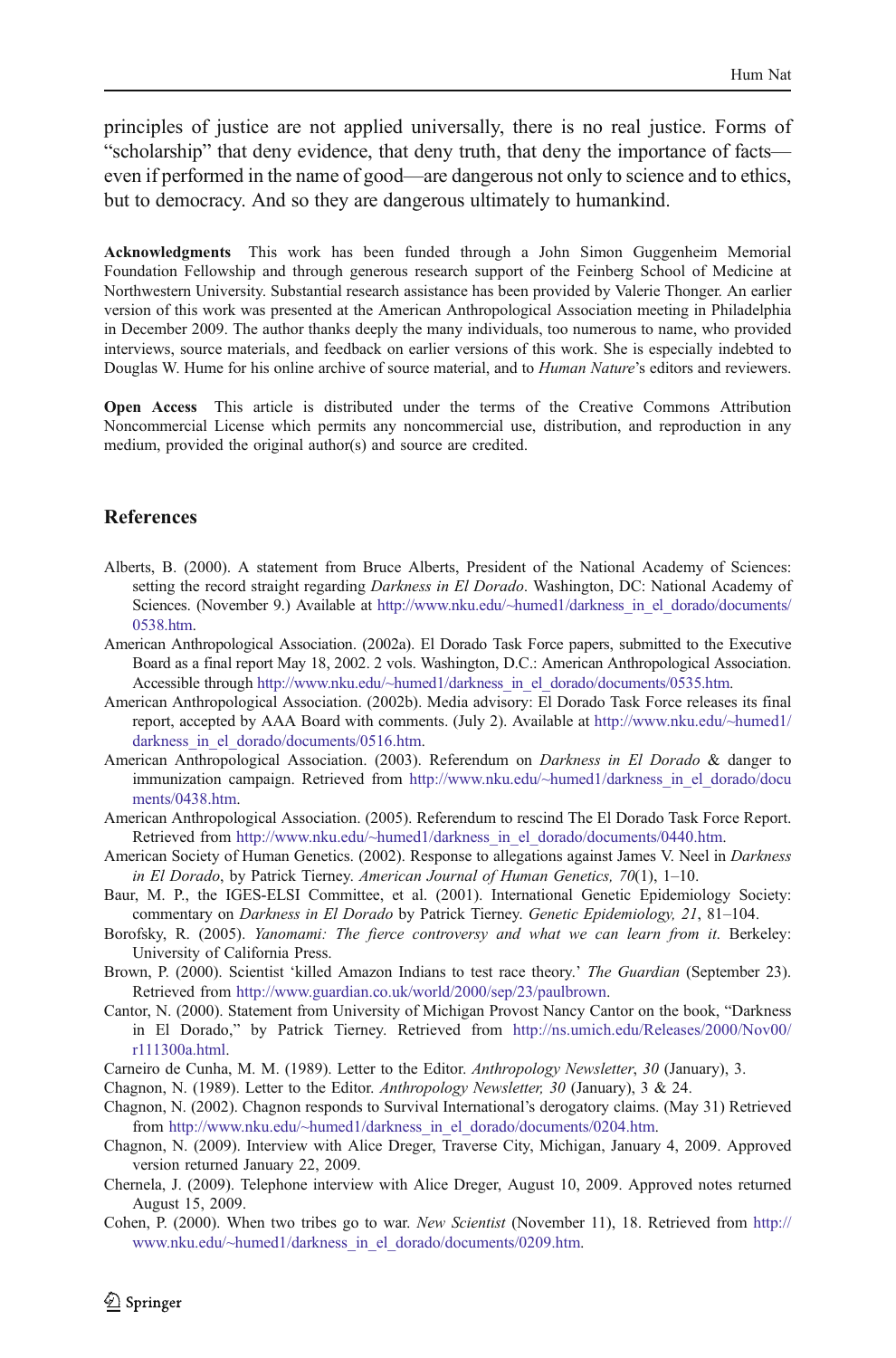principles of justice are not applied universally, there is no real justice. Forms of "scholarship" that deny evidence, that deny truth, that deny the importance of facts—even if performed in the name of good—are dangerous not only to science and to ethics, but to democracy. And so they are dangerous ultimately to humankind.

**Acknowledgments** This work has been funded through a John Simon Guggenheim Memorial Foundation Fellowship and through generous research support of the Feinberg School of Medicine at Northwestern University. Substantial research assistance has been provided by Valerie Thonger. An earlier version of this work was presented at the American Anthropological Association meeting in Philadelphia in December 2009. The author thanks deeply the many individuals, too numerous to name, who provided interviews, source materials, and feedback on earlier versions of this work. She is especially indebted to Douglas W. Hume for his online archive of source material, and to *Human Nature*'s editors and reviewers.

**Open Access** This article is distributed under the terms of the Creative Commons Attribution Noncommercial License which permits any noncommercial use, distribution, and reproduction in any medium, provided the original author(s) and source are credited.

## References

Alberts, B. (2000). A statement from Bruce Alberts, President of the National Academy of Sciences: setting the record straight regarding *Darkness in El Dorado*. Washington, DC: National Academy of Sciences. (November 9.) Available at http://www.nku.edu/~humed1/darkness_in_el_dorado/documents/0538.htm.

American Anthropological Association. (2002a). El Dorado Task Force papers, submitted to the Executive Board as a final report May 18, 2002. 2 vols. Washington, D.C.: American Anthropological Association. Accessible through http://www.nku.edu/~humed1/darkness_in_el_dorado/documents/0535.htm.

American Anthropological Association. (2002b). Media advisory: El Dorado Task Force releases its final report, accepted by AAA Board with comments. (July 2). Available at http://www.nku.edu/~humed1/darkness_in_el_dorado/documents/0516.htm.

American Anthropological Association. (2003). Referendum on *Darkness in El Dorado* & danger to immunization campaign. Retrieved from http://www.nku.edu/~humed1/darkness_in_el_dorado/documents/0438.htm.

American Anthropological Association. (2005). Referendum to rescind The El Dorado Task Force Report. Retrieved from http://www.nku.edu/~humed1/darkness_in_el_dorado/documents/0440.htm.

American Society of Human Genetics. (2002). Response to allegations against James V. Neel in *Darkness in El Dorado*, by Patrick Tierney. *American Journal of Human Genetics, 70*(1), 1–10.

Baur, M. P., the IGES-ELSI Committee, et al. (2001). International Genetic Epidemiology Society: commentary on *Darkness in El Dorado* by Patrick Tierney. *Genetic Epidemiology, 21*, 81–104.

Borofsky, R. (2005). *Yanomami: The fierce controversy and what we can learn from it*. Berkeley: University of California Press.

Brown, P. (2000). Scientist 'killed Amazon Indians to test race theory.' *The Guardian* (September 23). Retrieved from http://www.guardian.co.uk/world/2000/sep/23/paulbrown.

Cantor, N. (2000). Statement from University of Michigan Provost Nancy Cantor on the book, "Darkness in El Dorado," by Patrick Tierney. Retrieved from http://ns.umich.edu/Releases/2000/Nov00/r111300a.html.

Carneiro de Cunha, M. M. (1989). Letter to the Editor. *Anthropology Newsletter*, *30* (January), 3.

Chagnon, N. (1989). Letter to the Editor. *Anthropology Newsletter, 30* (January), 3 & 24.

Chagnon, N. (2002). Chagnon responds to Survival International's derogatory claims. (May 31) Retrieved from http://www.nku.edu/~humed1/darkness_in_el_dorado/documents/0204.htm.

Chagnon, N. (2009). Interview with Alice Dreger, Traverse City, Michigan, January 4, 2009. Approved version returned January 22, 2009.

Chernela, J. (2009). Telephone interview with Alice Dreger, August 10, 2009. Approved notes returned August 15, 2009.

Cohen, P. (2000). When two tribes go to war. *New Scientist* (November 11), 18. Retrieved from http://www.nku.edu/~humed1/darkness_in_el_dorado/documents/0209.htm.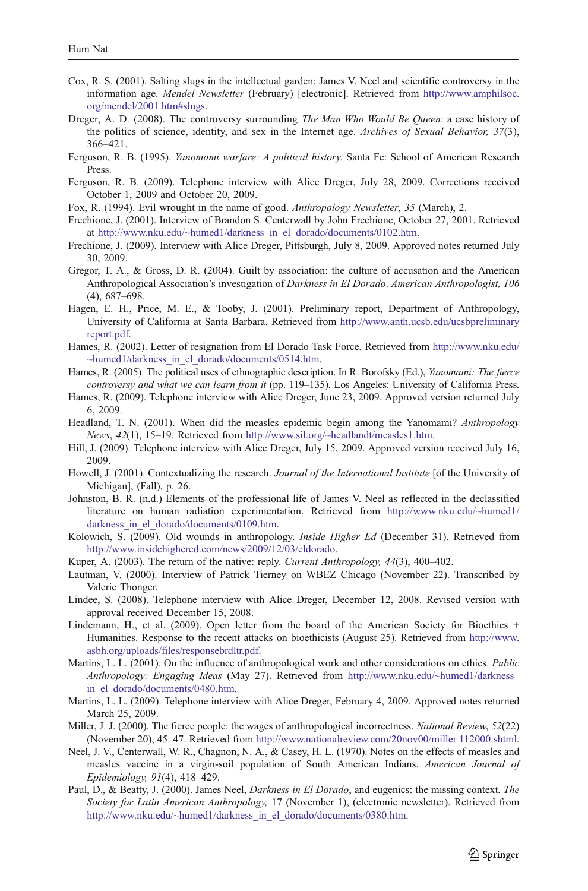Cox, R. S. (2001). Salting slugs in the intellectual garden: James V. Neel and scientific controversy in the information age. *Mendel Newsletter* (February) [electronic]. Retrieved from http://www.amphilsoc.org/mendel/2001.htm#slugs.

Dreger, A. D. (2008). The controversy surrounding *The Man Who Would Be Queen*: a case history of the politics of science, identity, and sex in the Internet age. *Archives of Sexual Behavior, 37*(3), 366–421.

Ferguson, R. B. (1995). *Yanomami warfare: A political history*. Santa Fe: School of American Research Press.

Ferguson, R. B. (2009). Telephone interview with Alice Dreger, July 28, 2009. Corrections received October 1, 2009 and October 20, 2009.

Fox, R. (1994). Evil wrought in the name of good. *Anthropology Newsletter*, *35* (March), 2.

Frechione, J. (2001). Interview of Brandon S. Centerwall by John Frechione, October 27, 2001. Retrieved at http://www.nku.edu/~humed1/darkness_in_el_dorado/documents/0102.htm.

Frechione, J. (2009). Interview with Alice Dreger, Pittsburgh, July 8, 2009. Approved notes returned July 30, 2009.

Gregor, T. A., & Gross, D. R. (2004). Guilt by association: the culture of accusation and the American Anthropological Association's investigation of *Darkness in El Dorado*. *American Anthropologist, 106* (4), 687–698.

Hagen, E. H., Price, M. E., & Tooby, J. (2001). Preliminary report, Department of Anthropology, University of California at Santa Barbara. Retrieved from http://www.anth.ucsb.edu/ucsbpreliminaryreport.pdf.

Hames, R. (2002). Letter of resignation from El Dorado Task Force. Retrieved from http://www.nku.edu/~humed1/darkness_in_el_dorado/documents/0514.htm.

Hames, R. (2005). The political uses of ethnographic description. In R. Borofsky (Ed.), *Yanomami: The fierce controversy and what we can learn from it* (pp. 119–135). Los Angeles: University of California Press.

Hames, R. (2009). Telephone interview with Alice Dreger, June 23, 2009. Approved version returned July 6, 2009.

Headland, T. N. (2001). When did the measles epidemic begin among the Yanomami? *Anthropology News*, *42*(1), 15–19. Retrieved from http://www.sil.org/~headlandt/measles1.htm.

Hill, J. (2009). Telephone interview with Alice Dreger, July 15, 2009. Approved version received July 16, 2009.

Howell, J. (2001). Contextualizing the research. *Journal of the International Institute* [of the University of Michigan], (Fall), p. 26.

Johnston, B. R. (n.d.) Elements of the professional life of James V. Neel as reflected in the declassified literature on human radiation experimentation. Retrieved from http://www.nku.edu/~humed1/darkness_in_el_dorado/documents/0109.htm.

Kolowich, S. (2009). Old wounds in anthropology. *Inside Higher Ed* (December 31). Retrieved from http://www.insidehighered.com/news/2009/12/03/eldorado.

Kuper, A. (2003). The return of the native: reply. *Current Anthropology, 44*(3), 400–402.

Lautman, V. (2000). Interview of Patrick Tierney on WBEZ Chicago (November 22). Transcribed by Valerie Thonger.

Lindee, S. (2008). Telephone interview with Alice Dreger, December 12, 2008. Revised version with approval received December 15, 2008.

Lindemann, H., et al. (2009). Open letter from the board of the American Society for Bioethics + Humanities. Response to the recent attacks on bioethicists (August 25). Retrieved from http://www.asbh.org/uploads/files/responsebrdltr.pdf.

Martins, L. L. (2001). On the influence of anthropological work and other considerations on ethics. *Public Anthropology: Engaging Ideas* (May 27). Retrieved from http://www.nku.edu/~humed1/darkness_in_el_dorado/documents/0480.htm.

Martins, L. L. (2009). Telephone interview with Alice Dreger, February 4, 2009. Approved notes returned March 25, 2009.

Miller, J. J. (2000). The fierce people: the wages of anthropological incorrectness. *National Review*, *52*(22) (November 20), 45–47. Retrieved from http://www.nationalreview.com/20nov00/miller 112000.shtml.

Neel, J. V., Centerwall, W. R., Chagnon, N. A., & Casey, H. L. (1970). Notes on the effects of measles and measles vaccine in a virgin-soil population of South American Indians. *American Journal of Epidemiology, 91*(4), 418–429.

Paul, D., & Beatty, J. (2000). James Neel, *Darkness in El Dorado*, and eugenics: the missing context. *The Society for Latin American Anthropology,* 17 (November 1), (electronic newsletter). Retrieved from http://www.nku.edu/~humed1/darkness_in_el_dorado/documents/0380.htm.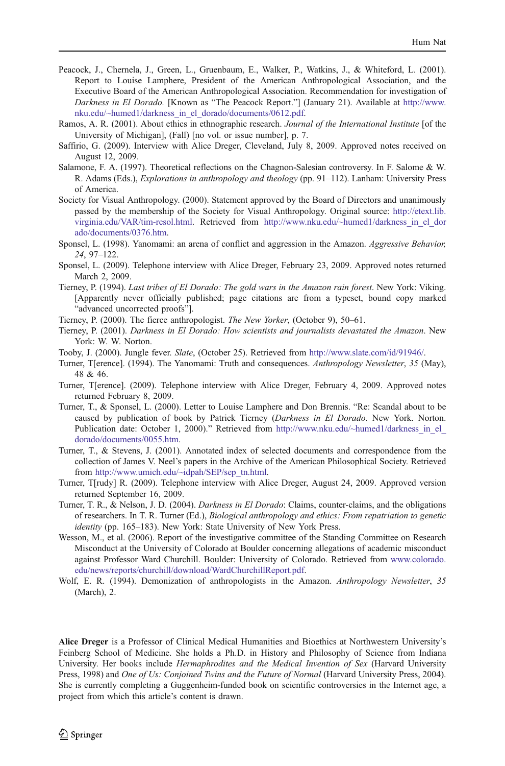Peacock, J., Chernela, J., Green, L., Gruenbaum, E., Walker, P., Watkins, J., & Whiteford, L. (2001). Report to Louise Lamphere, President of the American Anthropological Association, and the Executive Board of the American Anthropological Association. Recommendation for investigation of *Darkness in El Dorado.* [Known as "The Peacock Report."] (January 21). Available at http://www.nku.edu/~humed1/darkness_in_el_dorado/documents/0612.pdf.

Ramos, A. R. (2001). About ethics in ethnographic research. *Journal of the International Institute* [of the University of Michigan], (Fall) [no vol. or issue number], p. 7.

Saffirio, G. (2009). Interview with Alice Dreger, Cleveland, July 8, 2009. Approved notes received on August 12, 2009.

Salamone, F. A. (1997). Theoretical reflections on the Chagnon-Salesian controversy. In F. Salome & W. R. Adams (Eds.), *Explorations in anthropology and theology* (pp. 91–112). Lanham: University Press of America.

Society for Visual Anthropology. (2000). Statement approved by the Board of Directors and unanimously passed by the membership of the Society for Visual Anthropology. Original source: http://etext.lib.virginia.edu/VAR/tim-resol.html. Retrieved from http://www.nku.edu/~humed1/darkness_in_el_dorado/documents/0376.htm.

Sponsel, L. (1998). Yanomami: an arena of conflict and aggression in the Amazon. *Aggressive Behavior, 24*, 97–122.

Sponsel, L. (2009). Telephone interview with Alice Dreger, February 23, 2009. Approved notes returned March 2, 2009.

Tierney, P. (1994). *Last tribes of El Dorado: The gold wars in the Amazon rain forest*. New York: Viking. [Apparently never officially published; page citations are from a typeset, bound copy marked "advanced uncorrected proofs"].

Tierney, P. (2000). The fierce anthropologist. *The New Yorker*, (October 9), 50–61.

Tierney, P. (2001). *Darkness in El Dorado: How scientists and journalists devastated the Amazon*. New York: W. W. Norton.

Tooby, J. (2000). Jungle fever. *Slate*, (October 25). Retrieved from http://www.slate.com/id/91946/.

Turner, T[erence]. (1994). The Yanomami: Truth and consequences. *Anthropology Newsletter*, *35* (May), 48 & 46.

Turner, T[erence]. (2009). Telephone interview with Alice Dreger, February 4, 2009. Approved notes returned February 8, 2009.

Turner, T., & Sponsel, L. (2000). Letter to Louise Lamphere and Don Brennis. "Re: Scandal about to be caused by publication of book by Patrick Tierney (*Darkness in El Dorado.* New York. Norton. Publication date: October 1, 2000)." Retrieved from http://www.nku.edu/~humed1/darkness_in_el_dorado/documents/0055.htm.

Turner, T., & Stevens, J. (2001). Annotated index of selected documents and correspondence from the collection of James V. Neel's papers in the Archive of the American Philosophical Society. Retrieved from http://www.umich.edu/~idpah/SEP/sep_tn.html.

Turner, T[rudy] R. (2009). Telephone interview with Alice Dreger, August 24, 2009. Approved version returned September 16, 2009.

Turner, T. R., & Nelson, J. D. (2004). *Darkness in El Dorado*: Claims, counter-claims, and the obligations of researchers. In T. R. Turner (Ed.), *Biological anthropology and ethics: From repatriation to genetic identity* (pp. 165–183). New York: State University of New York Press.

Wesson, M., et al. (2006). Report of the investigative committee of the Standing Committee on Research Misconduct at the University of Colorado at Boulder concerning allegations of academic misconduct against Professor Ward Churchill. Boulder: University of Colorado. Retrieved from www.colorado.edu/news/reports/churchill/download/WardChurchillReport.pdf.

Wolf, E. R. (1994). Demonization of anthropologists in the Amazon. *Anthropology Newsletter*, *35* (March), 2.

**Alice Dreger** is a Professor of Clinical Medical Humanities and Bioethics at Northwestern University's Feinberg School of Medicine. She holds a Ph.D. in History and Philosophy of Science from Indiana University. Her books include *Hermaphrodites and the Medical Invention of Sex* (Harvard University Press, 1998) and *One of Us: Conjoined Twins and the Future of Normal* (Harvard University Press, 2004). She is currently completing a Guggenheim-funded book on scientific controversies in the Internet age, a project from which this article's content is drawn.